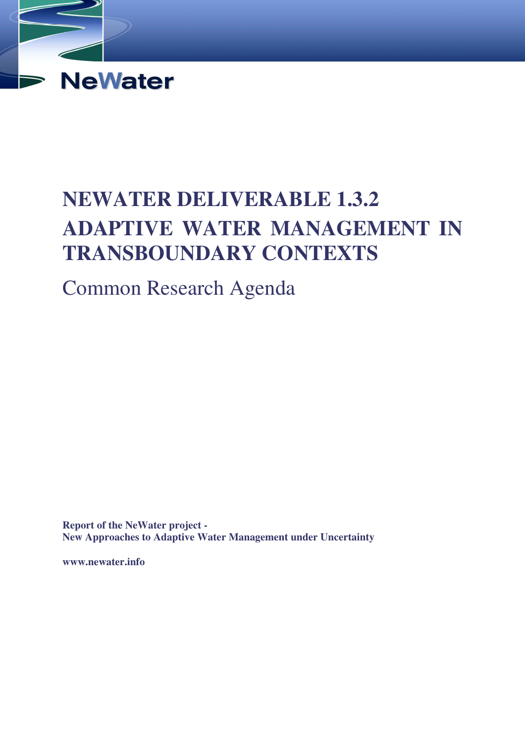NeWater

# NEWATER DELIVERABLE 1.3.2
# ADAPTIVE WATER MANAGEMENT IN TRANSBOUNDARY CONTEXTS

## Common Research Agenda

**Report of the NeWater project -**
**New Approaches to Adaptive Water Management under Uncertainty**

**www.newater.info**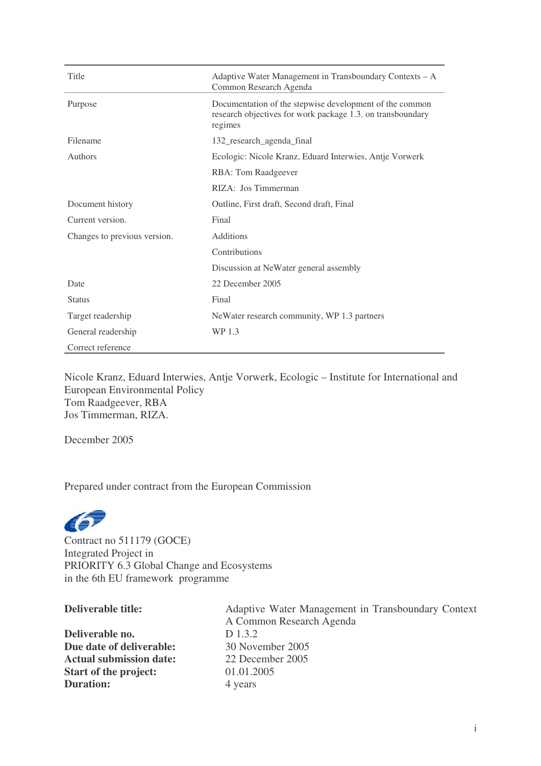| | |
|---|---|
| Title | Adaptive Water Management in Transboundary Contexts – A Common Research Agenda |
| Purpose | Documentation of the stepwise development of the common research objectives for work package 1.3. on transboundary regimes |
| Filename | 132_research_agenda_final |
| Authors | Ecologic: Nicole Kranz, Eduard Interwies, Antje Vorwerk |
| | RBA: Tom Raadgeever |
| | RIZA: Jos Timmerman |
| Document history | Outline, First draft, Second draft, Final |
| Current version. | Final |
| Changes to previous version. | Additions |
| | Contributions |
| | Discussion at NeWater general assembly |
| Date | 22 December 2005 |
| Status | Final |
| Target readership | NeWater research community, WP 1.3 partners |
| General readership | WP 1.3 |
| Correct reference | |

Nicole Kranz, Eduard Interwies, Antje Vorwerk, Ecologic – Institute for International and European Environmental Policy
Tom Raadgeever, RBA
Jos Timmerman, RIZA.

December 2005

Prepared under contract from the European Commission

Contract no 511179 (GOCE)
Integrated Project in
PRIORITY 6.3 Global Change and Ecosystems
in the 6th EU framework programme

| | |
|---|---|
| **Deliverable title:** | Adaptive Water Management in Transboundary Context A Common Research Agenda |
| **Deliverable no.** | D 1.3.2 |
| **Due date of deliverable:** | 30 November 2005 |
| **Actual submission date:** | 22 December 2005 |
| **Start of the project:** | 01.01.2005 |
| **Duration:** | 4 years |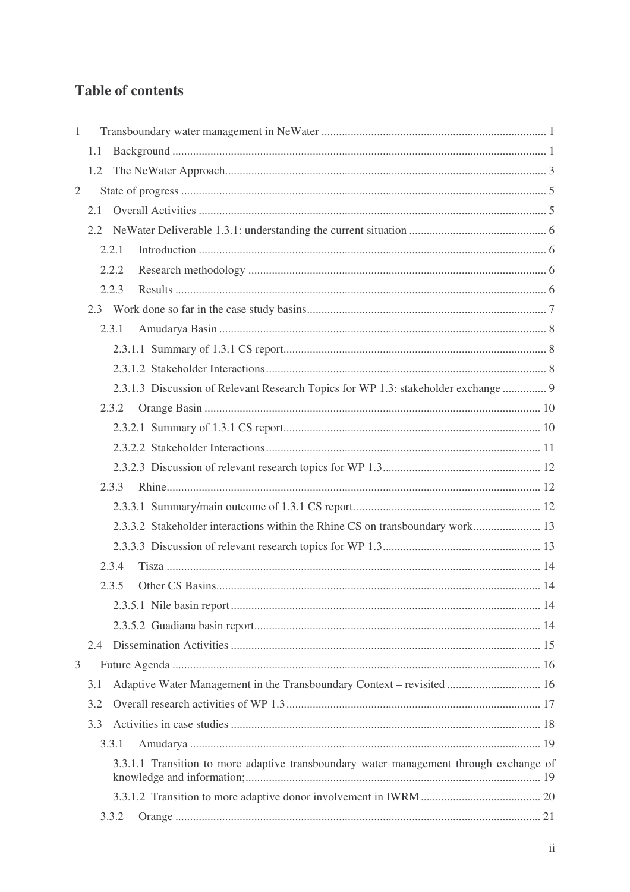# Table of contents

1 Transboundary water management in NeWater ........................................................................... 1

1.1 Background .............................................................................................................................. 1

1.2 The NeWater Approach............................................................................................................ 3

2 State of progress .......................................................................................................................... 5

2.1 Overall Activities ..................................................................................................................... 5

2.2 NeWater Deliverable 1.3.1: understanding the current situation .............................................. 6

2.2.1 Introduction ..................................................................................................................... 6

2.2.2 Research methodology ..................................................................................................... 6

2.2.3 Results ............................................................................................................................. 6

2.3 Work done so far in the case study basins................................................................................. 7

2.3.1 Amudarya Basin .............................................................................................................. 8

2.3.1.1 Summary of 1.3.1 CS report......................................................................................... 8

2.3.1.2 Stakeholder Interactions ............................................................................................... 8

2.3.1.3 Discussion of Relevant Research Topics for WP 1.3: stakeholder exchange ............... 9

2.3.2 Orange Basin .................................................................................................................. 10

2.3.2.1 Summary of 1.3.1 CS report....................................................................................... 10

2.3.2.2 Stakeholder Interactions ............................................................................................. 11

2.3.2.3 Discussion of relevant research topics for WP 1.3..................................................... 12

2.3.3 Rhine.............................................................................................................................. 12

2.3.3.1 Summary/main outcome of 1.3.1 CS report............................................................... 12

2.3.3.2 Stakeholder interactions within the Rhine CS on transboundary work....................... 13

2.3.3.3 Discussion of relevant research topics for WP 1.3..................................................... 13

2.3.4 Tisza ............................................................................................................................... 14

2.3.5 Other CS Basins.............................................................................................................. 14

2.3.5.1 Nile basin report ......................................................................................................... 14

2.3.5.2 Guadiana basin report................................................................................................. 14

2.4 Dissemination Activities ......................................................................................................... 15

3 Future Agenda ............................................................................................................................ 16

3.1 Adaptive Water Management in the Transboundary Context – revisited ................................ 16

3.2 Overall research activities of WP 1.3...................................................................................... 17

3.3 Activities in case studies ......................................................................................................... 18

3.3.1 Amudarya ....................................................................................................................... 19

3.3.1.1 Transition to more adaptive transboundary water management through exchange of knowledge and information;.................................................................................................... 19

3.3.1.2 Transition to more adaptive donor involvement in IWRM ......................................... 20

3.3.2 Orange ............................................................................................................................ 21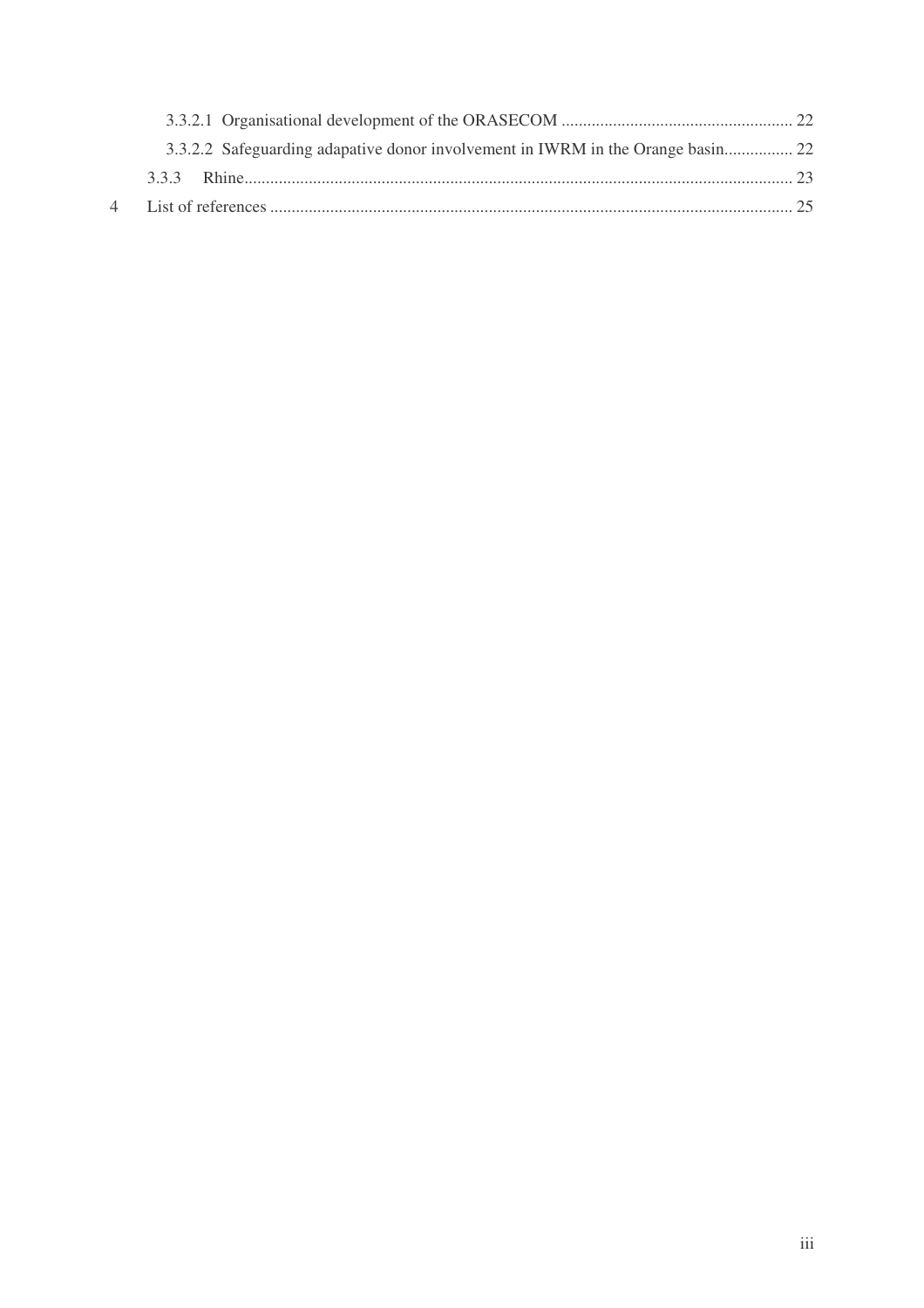3.3.2.1 Organisational development of the ORASECOM ...................................................... 22

3.3.2.2 Safeguarding adapative donor involvement in IWRM in the Orange basin................ 22

3.3.3 Rhine................................................................................................................................ 23

4 List of references .......................................................................................................................... 25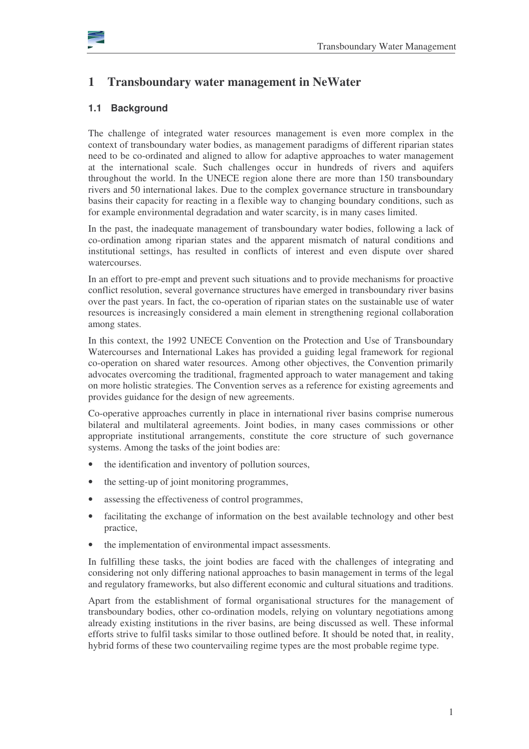# 1 Transboundary water management in NeWater

## 1.1 Background

The challenge of integrated water resources management is even more complex in the context of transboundary water bodies, as management paradigms of different riparian states need to be co-ordinated and aligned to allow for adaptive approaches to water management at the international scale. Such challenges occur in hundreds of rivers and aquifers throughout the world. In the UNECE region alone there are more than 150 transboundary rivers and 50 international lakes. Due to the complex governance structure in transboundary basins their capacity for reacting in a flexible way to changing boundary conditions, such as for example environmental degradation and water scarcity, is in many cases limited.

In the past, the inadequate management of transboundary water bodies, following a lack of co-ordination among riparian states and the apparent mismatch of natural conditions and institutional settings, has resulted in conflicts of interest and even dispute over shared watercourses.

In an effort to pre-empt and prevent such situations and to provide mechanisms for proactive conflict resolution, several governance structures have emerged in transboundary river basins over the past years. In fact, the co-operation of riparian states on the sustainable use of water resources is increasingly considered a main element in strengthening regional collaboration among states.

In this context, the 1992 UNECE Convention on the Protection and Use of Transboundary Watercourses and International Lakes has provided a guiding legal framework for regional co-operation on shared water resources. Among other objectives, the Convention primarily advocates overcoming the traditional, fragmented approach to water management and taking on more holistic strategies. The Convention serves as a reference for existing agreements and provides guidance for the design of new agreements.

Co-operative approaches currently in place in international river basins comprise numerous bilateral and multilateral agreements. Joint bodies, in many cases commissions or other appropriate institutional arrangements, constitute the core structure of such governance systems. Among the tasks of the joint bodies are:

- the identification and inventory of pollution sources,
- the setting-up of joint monitoring programmes,
- assessing the effectiveness of control programmes,
- facilitating the exchange of information on the best available technology and other best practice,
- the implementation of environmental impact assessments.

In fulfilling these tasks, the joint bodies are faced with the challenges of integrating and considering not only differing national approaches to basin management in terms of the legal and regulatory frameworks, but also different economic and cultural situations and traditions.

Apart from the establishment of formal organisational structures for the management of transboundary bodies, other co-ordination models, relying on voluntary negotiations among already existing institutions in the river basins, are being discussed as well. These informal efforts strive to fulfil tasks similar to those outlined before. It should be noted that, in reality, hybrid forms of these two countervailing regime types are the most probable regime type.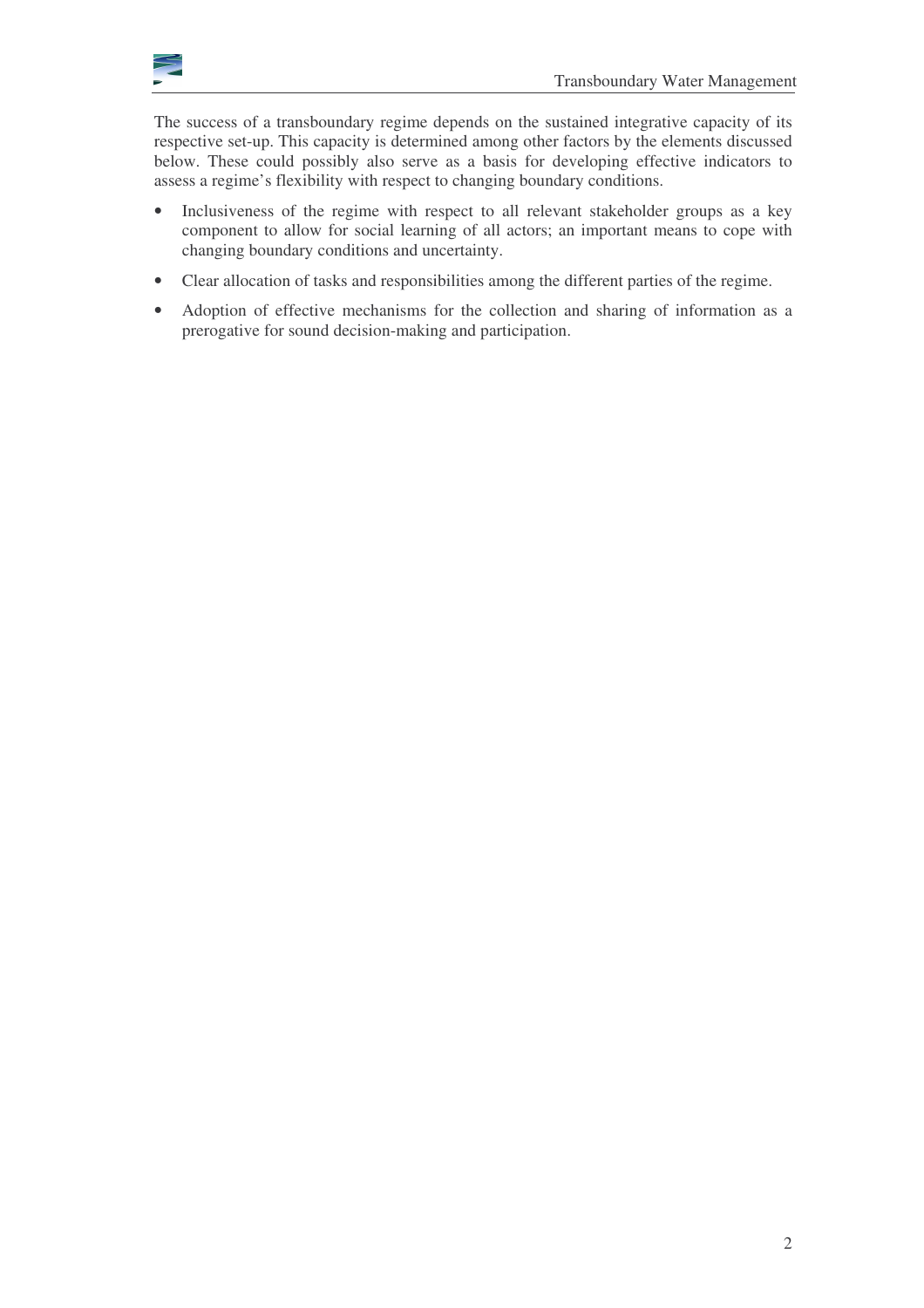The success of a transboundary regime depends on the sustained integrative capacity of its respective set-up. This capacity is determined among other factors by the elements discussed below. These could possibly also serve as a basis for developing effective indicators to assess a regime's flexibility with respect to changing boundary conditions.

- Inclusiveness of the regime with respect to all relevant stakeholder groups as a key component to allow for social learning of all actors; an important means to cope with changing boundary conditions and uncertainty.
- Clear allocation of tasks and responsibilities among the different parties of the regime.
- Adoption of effective mechanisms for the collection and sharing of information as a prerogative for sound decision-making and participation.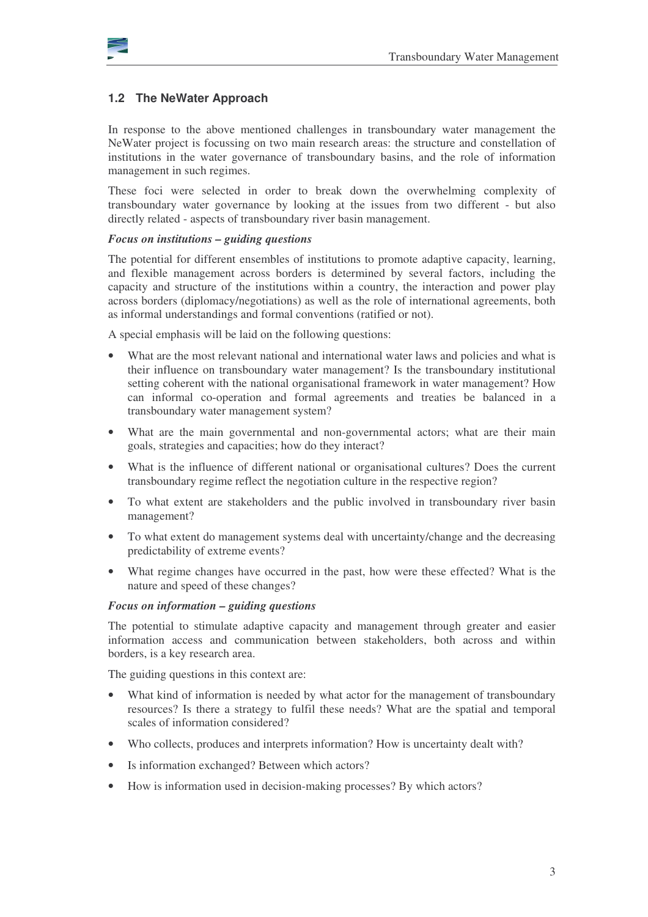## 1.2 The NeWater Approach

In response to the above mentioned challenges in transboundary water management the NeWater project is focussing on two main research areas: the structure and constellation of institutions in the water governance of transboundary basins, and the role of information management in such regimes.

These foci were selected in order to break down the overwhelming complexity of transboundary water governance by looking at the issues from two different - but also directly related - aspects of transboundary river basin management.

***Focus on institutions – guiding questions***

The potential for different ensembles of institutions to promote adaptive capacity, learning, and flexible management across borders is determined by several factors, including the capacity and structure of the institutions within a country, the interaction and power play across borders (diplomacy/negotiations) as well as the role of international agreements, both as informal understandings and formal conventions (ratified or not).

A special emphasis will be laid on the following questions:

- What are the most relevant national and international water laws and policies and what is their influence on transboundary water management? Is the transboundary institutional setting coherent with the national organisational framework in water management? How can informal co-operation and formal agreements and treaties be balanced in a transboundary water management system?
- What are the main governmental and non-governmental actors; what are their main goals, strategies and capacities; how do they interact?
- What is the influence of different national or organisational cultures? Does the current transboundary regime reflect the negotiation culture in the respective region?
- To what extent are stakeholders and the public involved in transboundary river basin management?
- To what extent do management systems deal with uncertainty/change and the decreasing predictability of extreme events?
- What regime changes have occurred in the past, how were these effected? What is the nature and speed of these changes?

***Focus on information – guiding questions***

The potential to stimulate adaptive capacity and management through greater and easier information access and communication between stakeholders, both across and within borders, is a key research area.

The guiding questions in this context are:

- What kind of information is needed by what actor for the management of transboundary resources? Is there a strategy to fulfil these needs? What are the spatial and temporal scales of information considered?
- Who collects, produces and interprets information? How is uncertainty dealt with?
- Is information exchanged? Between which actors?
- How is information used in decision-making processes? By which actors?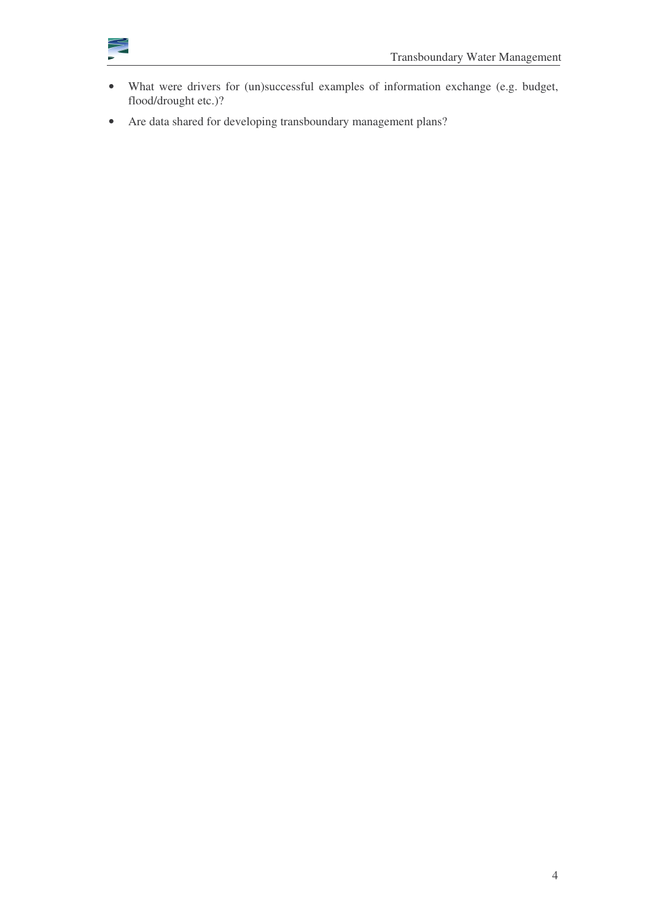- What were drivers for (un)successful examples of information exchange (e.g. budget, flood/drought etc.)?
- Are data shared for developing transboundary management plans?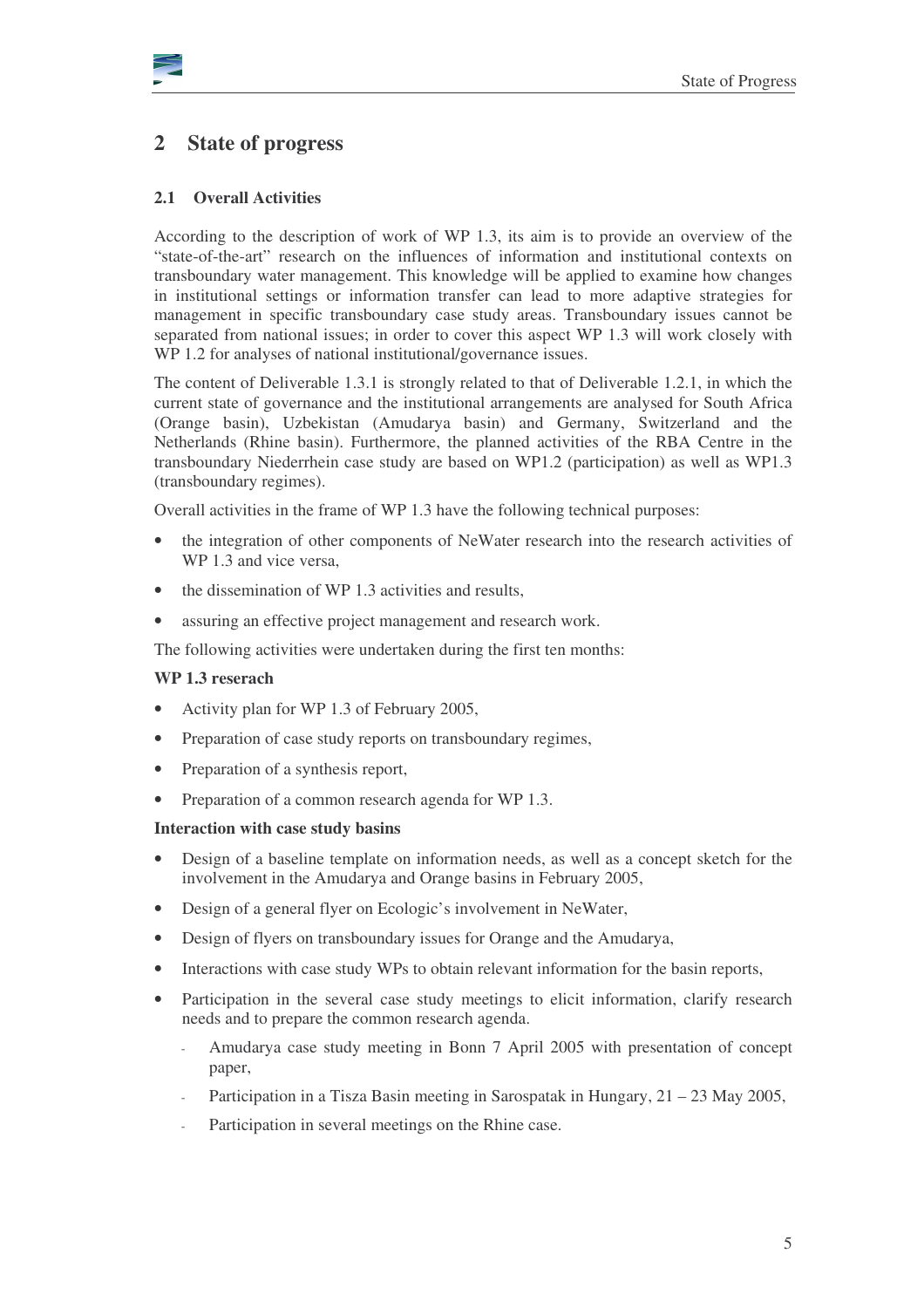# 2 State of progress

## 2.1 Overall Activities

According to the description of work of WP 1.3, its aim is to provide an overview of the "state-of-the-art" research on the influences of information and institutional contexts on transboundary water management. This knowledge will be applied to examine how changes in institutional settings or information transfer can lead to more adaptive strategies for management in specific transboundary case study areas. Transboundary issues cannot be separated from national issues; in order to cover this aspect WP 1.3 will work closely with WP 1.2 for analyses of national institutional/governance issues.

The content of Deliverable 1.3.1 is strongly related to that of Deliverable 1.2.1, in which the current state of governance and the institutional arrangements are analysed for South Africa (Orange basin), Uzbekistan (Amudarya basin) and Germany, Switzerland and the Netherlands (Rhine basin). Furthermore, the planned activities of the RBA Centre in the transboundary Niederrhein case study are based on WP1.2 (participation) as well as WP1.3 (transboundary regimes).

Overall activities in the frame of WP 1.3 have the following technical purposes:

- the integration of other components of NeWater research into the research activities of WP 1.3 and vice versa,
- the dissemination of WP 1.3 activities and results,
- assuring an effective project management and research work.

The following activities were undertaken during the first ten months:

**WP 1.3 reserach**

- Activity plan for WP 1.3 of February 2005,
- Preparation of case study reports on transboundary regimes,
- Preparation of a synthesis report,
- Preparation of a common research agenda for WP 1.3.

**Interaction with case study basins**

- Design of a baseline template on information needs, as well as a concept sketch for the involvement in the Amudarya and Orange basins in February 2005,
- Design of a general flyer on Ecologic's involvement in NeWater,
- Design of flyers on transboundary issues for Orange and the Amudarya,
- Interactions with case study WPs to obtain relevant information for the basin reports,
- Participation in the several case study meetings to elicit information, clarify research needs and to prepare the common research agenda.
  - Amudarya case study meeting in Bonn 7 April 2005 with presentation of concept paper,
  - Participation in a Tisza Basin meeting in Sarospatak in Hungary, 21 – 23 May 2005,
  - Participation in several meetings on the Rhine case.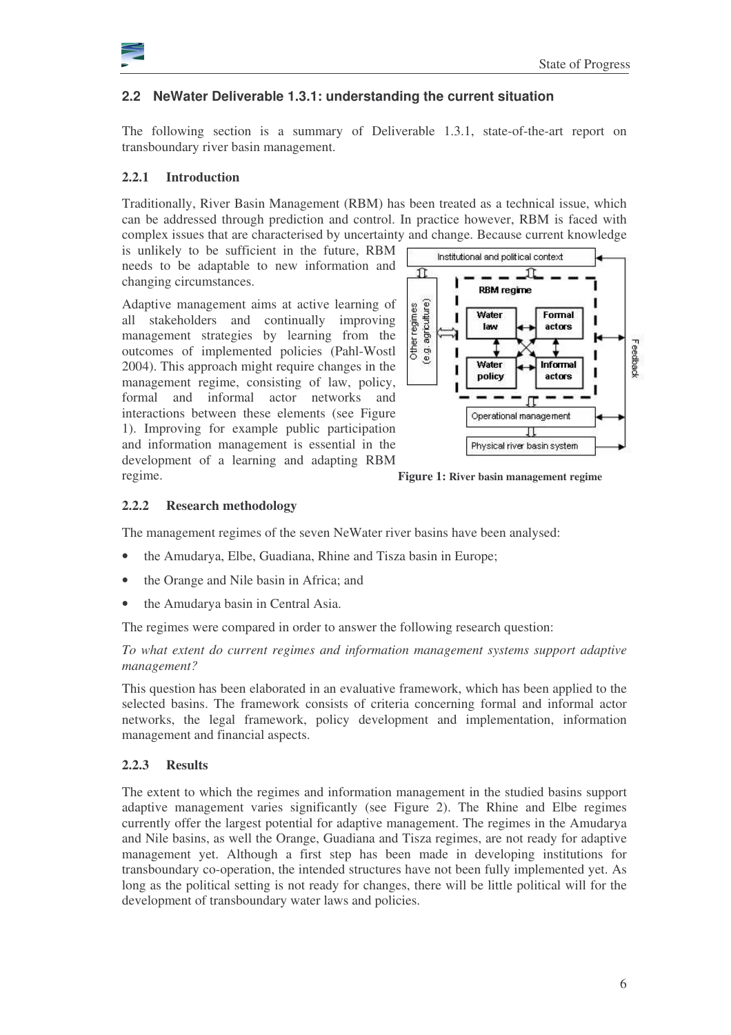## 2.2 NeWater Deliverable 1.3.1: understanding the current situation

The following section is a summary of Deliverable 1.3.1, state-of-the-art report on transboundary river basin management.

### 2.2.1 Introduction

Traditionally, River Basin Management (RBM) has been treated as a technical issue, which can be addressed through prediction and control. In practice however, RBM is faced with complex issues that are characterised by uncertainty and change. Because current knowledge is unlikely to be sufficient in the future, RBM needs to be adaptable to new information and changing circumstances.

Adaptive management aims at active learning of all stakeholders and continually improving management strategies by learning from the outcomes of implemented policies (Pahl-Wostl 2004). This approach might require changes in the management regime, consisting of law, policy, formal and informal actor networks and interactions between these elements (see Figure 1). Improving for example public participation and information management is essential in the development of a learning and adapting RBM regime.

Institutional and political context

Other regimes (e.g. agriculture)

RBM regime

Water law

Formal actors

Water policy

Informal actors

Feedback

Operational management

Physical river basin system

**Figure 1:** River basin management regime

### 2.2.2 Research methodology

The management regimes of the seven NeWater river basins have been analysed:

- the Amudarya, Elbe, Guadiana, Rhine and Tisza basin in Europe;
- the Orange and Nile basin in Africa; and
- the Amudarya basin in Central Asia.

The regimes were compared in order to answer the following research question:

*To what extent do current regimes and information management systems support adaptive management?*

This question has been elaborated in an evaluative framework, which has been applied to the selected basins. The framework consists of criteria concerning formal and informal actor networks, the legal framework, policy development and implementation, information management and financial aspects.

### 2.2.3 Results

The extent to which the regimes and information management in the studied basins support adaptive management varies significantly (see Figure 2). The Rhine and Elbe regimes currently offer the largest potential for adaptive management. The regimes in the Amudarya and Nile basins, as well the Orange, Guadiana and Tisza regimes, are not ready for adaptive management yet. Although a first step has been made in developing institutions for transboundary co-operation, the intended structures have not been fully implemented yet. As long as the political setting is not ready for changes, there will be little political will for the development of transboundary water laws and policies.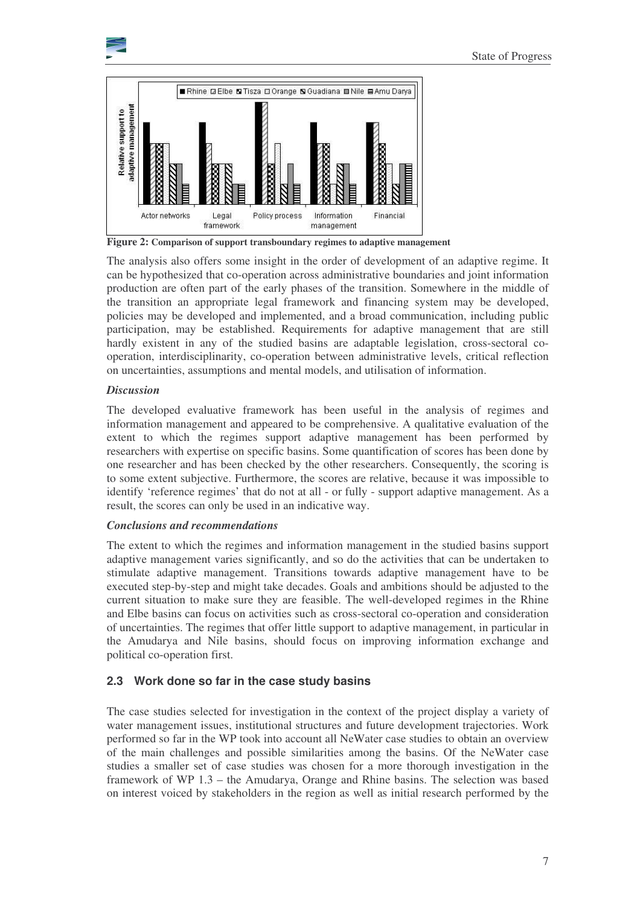■ Rhine ■ Elbe ■ Tisza □ Orange ■ Guadiana ■ Nile ■ Amu Darya

Relative support to adaptive management

Actor networks

Legal framework

Policy process

Information management

Financial

**Figure 2:** **Comparison of support transboundary regimes to adaptive management**

The analysis also offers some insight in the order of development of an adaptive regime. It can be hypothesized that co-operation across administrative boundaries and joint information production are often part of the early phases of the transition. Somewhere in the middle of the transition an appropriate legal framework and financing system may be developed, policies may be developed and implemented, and a broad communication, including public participation, may be established. Requirements for adaptive management that are still hardly existent in any of the studied basins are adaptable legislation, cross-sectoral co-operation, interdisciplinarity, co-operation between administrative levels, critical reflection on uncertainties, assumptions and mental models, and utilisation of information.

***Discussion***

The developed evaluative framework has been useful in the analysis of regimes and information management and appeared to be comprehensive. A qualitative evaluation of the extent to which the regimes support adaptive management has been performed by researchers with expertise on specific basins. Some quantification of scores has been done by one researcher and has been checked by the other researchers. Consequently, the scoring is to some extent subjective. Furthermore, the scores are relative, because it was impossible to identify 'reference regimes' that do not at all - or fully - support adaptive management. As a result, the scores can only be used in an indicative way.

***Conclusions and recommendations***

The extent to which the regimes and information management in the studied basins support adaptive management varies significantly, and so do the activities that can be undertaken to stimulate adaptive management. Transitions towards adaptive management have to be executed step-by-step and might take decades. Goals and ambitions should be adjusted to the current situation to make sure they are feasible. The well-developed regimes in the Rhine and Elbe basins can focus on activities such as cross-sectoral co-operation and consideration of uncertainties. The regimes that offer little support to adaptive management, in particular in the Amudarya and Nile basins, should focus on improving information exchange and political co-operation first.

### 2.3 Work done so far in the case study basins

The case studies selected for investigation in the context of the project display a variety of water management issues, institutional structures and future development trajectories. Work performed so far in the WP took into account all NeWater case studies to obtain an overview of the main challenges and possible similarities among the basins. Of the NeWater case studies a smaller set of case studies was chosen for a more thorough investigation in the framework of WP 1.3 – the Amudarya, Orange and Rhine basins. The selection was based on interest voiced by stakeholders in the region as well as initial research performed by the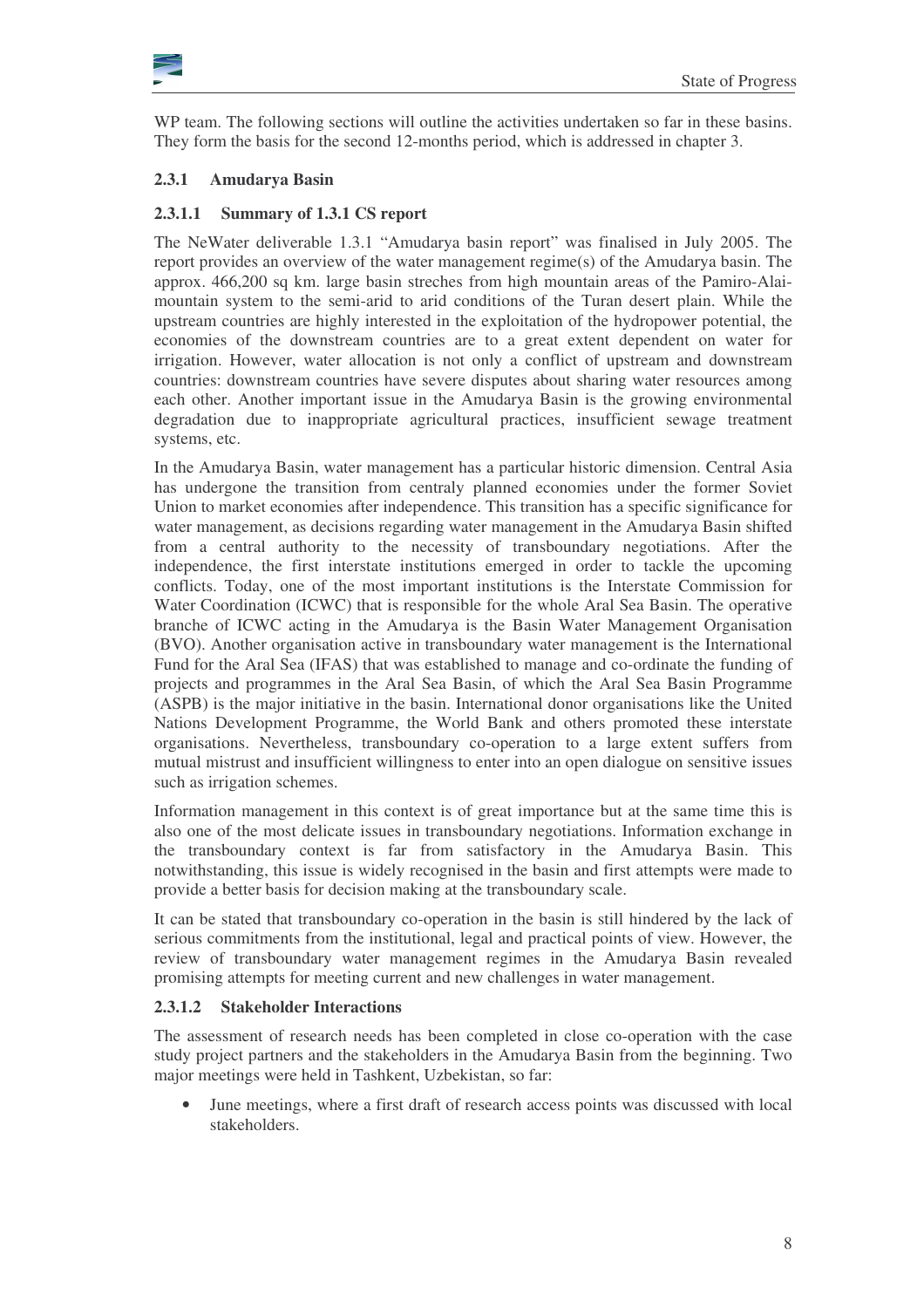WP team. The following sections will outline the activities undertaken so far in these basins. They form the basis for the second 12-months period, which is addressed in chapter 3.

### 2.3.1 Amudarya Basin

#### 2.3.1.1 Summary of 1.3.1 CS report

The NeWater deliverable 1.3.1 "Amudarya basin report" was finalised in July 2005. The report provides an overview of the water management regime(s) of the Amudarya basin. The approx. 466,200 sq km. large basin streches from high mountain areas of the Pamiro-Alai-mountain system to the semi-arid to arid conditions of the Turan desert plain. While the upstream countries are highly interested in the exploitation of the hydropower potential, the economies of the downstream countries are to a great extent dependent on water for irrigation. However, water allocation is not only a conflict of upstream and downstream countries: downstream countries have severe disputes about sharing water resources among each other. Another important issue in the Amudarya Basin is the growing environmental degradation due to inappropriate agricultural practices, insufficient sewage treatment systems, etc.

In the Amudarya Basin, water management has a particular historic dimension. Central Asia has undergone the transition from centraly planned economies under the former Soviet Union to market economies after independence. This transition has a specific significance for water management, as decisions regarding water management in the Amudarya Basin shifted from a central authority to the necessity of transboundary negotiations. After the independence, the first interstate institutions emerged in order to tackle the upcoming conflicts. Today, one of the most important institutions is the Interstate Commission for Water Coordination (ICWC) that is responsible for the whole Aral Sea Basin. The operative branche of ICWC acting in the Amudarya is the Basin Water Management Organisation (BVO). Another organisation active in transboundary water management is the International Fund for the Aral Sea (IFAS) that was established to manage and co-ordinate the funding of projects and programmes in the Aral Sea Basin, of which the Aral Sea Basin Programme (ASPB) is the major initiative in the basin. International donor organisations like the United Nations Development Programme, the World Bank and others promoted these interstate organisations. Nevertheless, transboundary co-operation to a large extent suffers from mutual mistrust and insufficient willingness to enter into an open dialogue on sensitive issues such as irrigation schemes.

Information management in this context is of great importance but at the same time this is also one of the most delicate issues in transboundary negotiations. Information exchange in the transboundary context is far from satisfactory in the Amudarya Basin. This notwithstanding, this issue is widely recognised in the basin and first attempts were made to provide a better basis for decision making at the transboundary scale.

It can be stated that transboundary co-operation in the basin is still hindered by the lack of serious commitments from the institutional, legal and practical points of view. However, the review of transboundary water management regimes in the Amudarya Basin revealed promising attempts for meeting current and new challenges in water management.

#### 2.3.1.2 Stakeholder Interactions

The assessment of research needs has been completed in close co-operation with the case study project partners and the stakeholders in the Amudarya Basin from the beginning. Two major meetings were held in Tashkent, Uzbekistan, so far:

- June meetings, where a first draft of research access points was discussed with local stakeholders.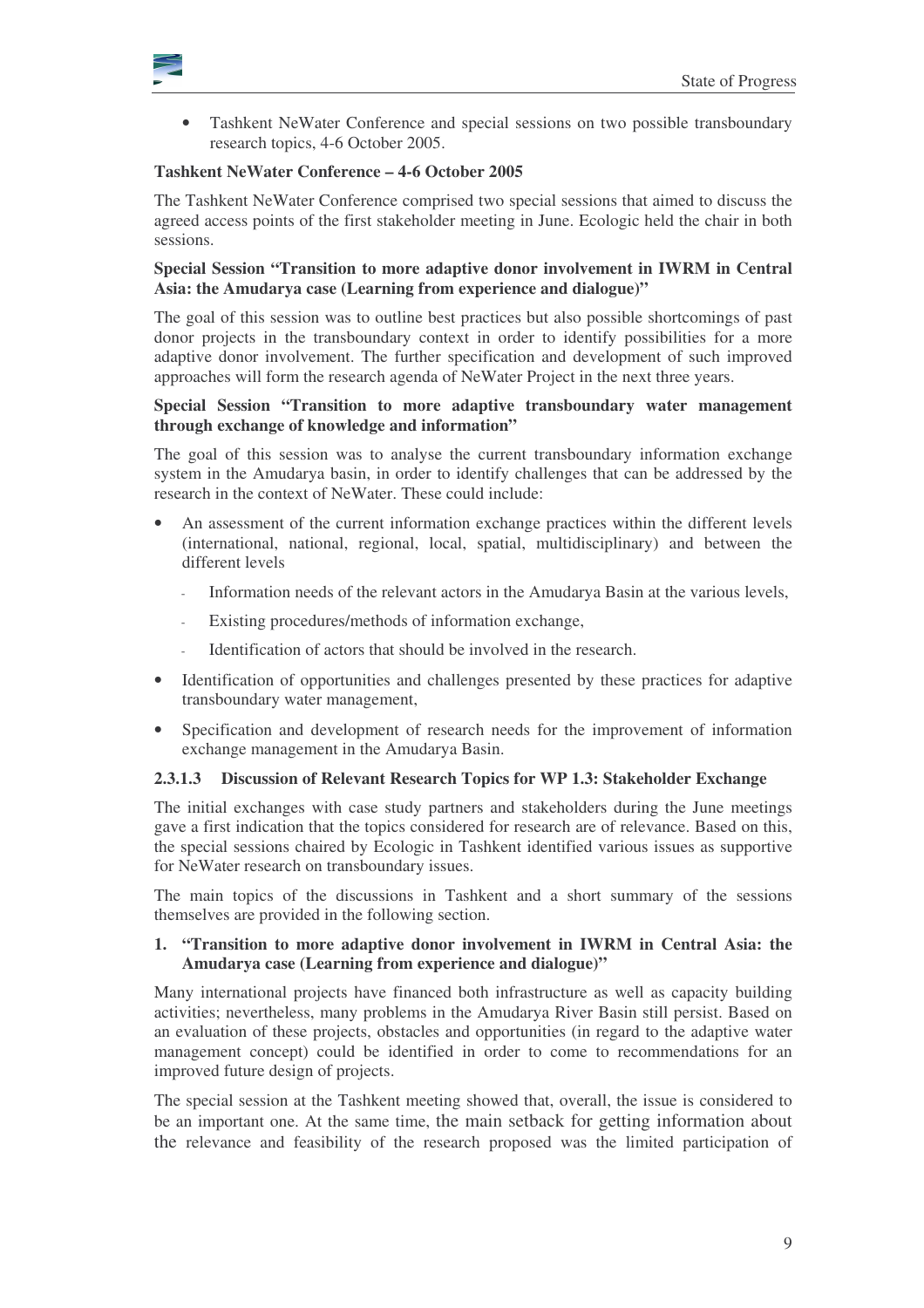- Tashkent NeWater Conference and special sessions on two possible transboundary research topics, 4-6 October 2005.

**Tashkent NeWater Conference – 4-6 October 2005**

The Tashkent NeWater Conference comprised two special sessions that aimed to discuss the agreed access points of the first stakeholder meeting in June. Ecologic held the chair in both sessions.

**Special Session "Transition to more adaptive donor involvement in IWRM in Central Asia: the Amudarya case (Learning from experience and dialogue)"**

The goal of this session was to outline best practices but also possible shortcomings of past donor projects in the transboundary context in order to identify possibilities for a more adaptive donor involvement. The further specification and development of such improved approaches will form the research agenda of NeWater Project in the next three years.

**Special Session "Transition to more adaptive transboundary water management through exchange of knowledge and information"**

The goal of this session was to analyse the current transboundary information exchange system in the Amudarya basin, in order to identify challenges that can be addressed by the research in the context of NeWater. These could include:

- An assessment of the current information exchange practices within the different levels (international, national, regional, local, spatial, multidisciplinary) and between the different levels
  - Information needs of the relevant actors in the Amudarya Basin at the various levels,
  - Existing procedures/methods of information exchange,
  - Identification of actors that should be involved in the research.
- Identification of opportunities and challenges presented by these practices for adaptive transboundary water management,
- Specification and development of research needs for the improvement of information exchange management in the Amudarya Basin.

#### 2.3.1.3 Discussion of Relevant Research Topics for WP 1.3: Stakeholder Exchange

The initial exchanges with case study partners and stakeholders during the June meetings gave a first indication that the topics considered for research are of relevance. Based on this, the special sessions chaired by Ecologic in Tashkent identified various issues as supportive for NeWater research on transboundary issues.

The main topics of the discussions in Tashkent and a short summary of the sessions themselves are provided in the following section.

1. **"Transition to more adaptive donor involvement in IWRM in Central Asia: the Amudarya case (Learning from experience and dialogue)"**

Many international projects have financed both infrastructure as well as capacity building activities; nevertheless, many problems in the Amudarya River Basin still persist. Based on an evaluation of these projects, obstacles and opportunities (in regard to the adaptive water management concept) could be identified in order to come to recommendations for an improved future design of projects.

The special session at the Tashkent meeting showed that, overall, the issue is considered to be an important one. At the same time, the main setback for getting information about the relevance and feasibility of the research proposed was the limited participation of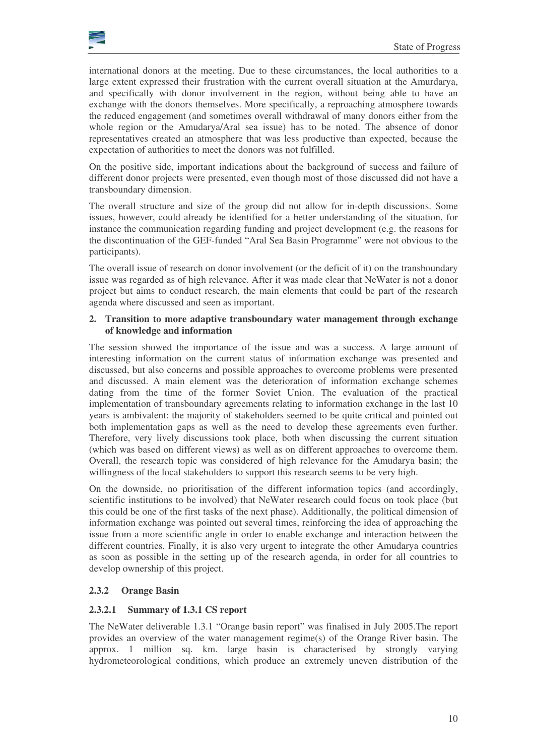international donors at the meeting. Due to these circumstances, the local authorities to a large extent expressed their frustration with the current overall situation at the Amurdarya, and specifically with donor involvement in the region, without being able to have an exchange with the donors themselves. More specifically, a reproaching atmosphere towards the reduced engagement (and sometimes overall withdrawal of many donors either from the whole region or the Amudarya/Aral sea issue) has to be noted. The absence of donor representatives created an atmosphere that was less productive than expected, because the expectation of authorities to meet the donors was not fulfilled.

On the positive side, important indications about the background of success and failure of different donor projects were presented, even though most of those discussed did not have a transboundary dimension.

The overall structure and size of the group did not allow for in-depth discussions. Some issues, however, could already be identified for a better understanding of the situation, for instance the communication regarding funding and project development (e.g. the reasons for the discontinuation of the GEF-funded "Aral Sea Basin Programme" were not obvious to the participants).

The overall issue of research on donor involvement (or the deficit of it) on the transboundary issue was regarded as of high relevance. After it was made clear that NeWater is not a donor project but aims to conduct research, the main elements that could be part of the research agenda where discussed and seen as important.

**2. Transition to more adaptive transboundary water management through exchange of knowledge and information**

The session showed the importance of the issue and was a success. A large amount of interesting information on the current status of information exchange was presented and discussed, but also concerns and possible approaches to overcome problems were presented and discussed. A main element was the deterioration of information exchange schemes dating from the time of the former Soviet Union. The evaluation of the practical implementation of transboundary agreements relating to information exchange in the last 10 years is ambivalent: the majority of stakeholders seemed to be quite critical and pointed out both implementation gaps as well as the need to develop these agreements even further. Therefore, very lively discussions took place, both when discussing the current situation (which was based on different views) as well as on different approaches to overcome them. Overall, the research topic was considered of high relevance for the Amudarya basin; the willingness of the local stakeholders to support this research seems to be very high.

On the downside, no prioritisation of the different information topics (and accordingly, scientific institutions to be involved) that NeWater research could focus on took place (but this could be one of the first tasks of the next phase). Additionally, the political dimension of information exchange was pointed out several times, reinforcing the idea of approaching the issue from a more scientific angle in order to enable exchange and interaction between the different countries. Finally, it is also very urgent to integrate the other Amudarya countries as soon as possible in the setting up of the research agenda, in order for all countries to develop ownership of this project.

### 2.3.2 Orange Basin

#### 2.3.2.1 Summary of 1.3.1 CS report

The NeWater deliverable 1.3.1 "Orange basin report" was finalised in July 2005.The report provides an overview of the water management regime(s) of the Orange River basin. The approx. 1 million sq. km. large basin is characterised by strongly varying hydrometeorological conditions, which produce an extremely uneven distribution of the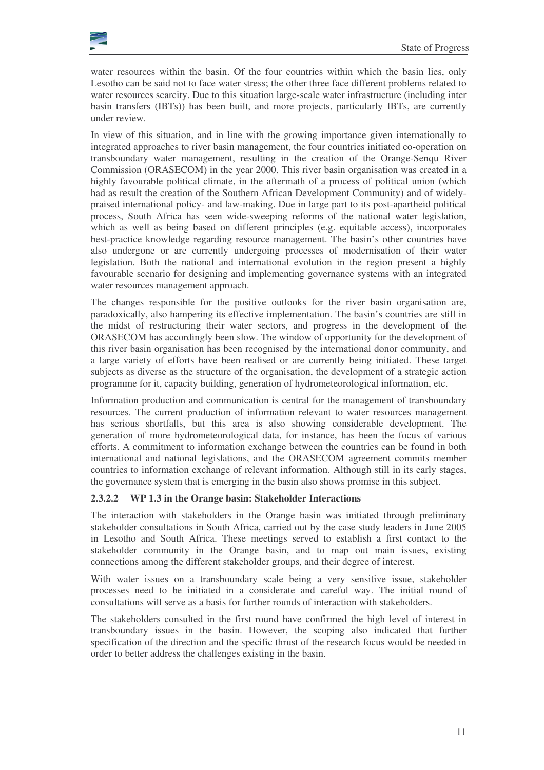water resources within the basin. Of the four countries within which the basin lies, only Lesotho can be said not to face water stress; the other three face different problems related to water resources scarcity. Due to this situation large-scale water infrastructure (including inter basin transfers (IBTs)) has been built, and more projects, particularly IBTs, are currently under review.

In view of this situation, and in line with the growing importance given internationally to integrated approaches to river basin management, the four countries initiated co-operation on transboundary water management, resulting in the creation of the Orange-Senqu River Commission (ORASECOM) in the year 2000. This river basin organisation was created in a highly favourable political climate, in the aftermath of a process of political union (which had as result the creation of the Southern African Development Community) and of widely-praised international policy- and law-making. Due in large part to its post-apartheid political process, South Africa has seen wide-sweeping reforms of the national water legislation, which as well as being based on different principles (e.g. equitable access), incorporates best-practice knowledge regarding resource management. The basin's other countries have also undergone or are currently undergoing processes of modernisation of their water legislation. Both the national and international evolution in the region present a highly favourable scenario for designing and implementing governance systems with an integrated water resources management approach.

The changes responsible for the positive outlooks for the river basin organisation are, paradoxically, also hampering its effective implementation. The basin's countries are still in the midst of restructuring their water sectors, and progress in the development of the ORASECOM has accordingly been slow. The window of opportunity for the development of this river basin organisation has been recognised by the international donor community, and a large variety of efforts have been realised or are currently being initiated. These target subjects as diverse as the structure of the organisation, the development of a strategic action programme for it, capacity building, generation of hydrometeorological information, etc.

Information production and communication is central for the management of transboundary resources. The current production of information relevant to water resources management has serious shortfalls, but this area is also showing considerable development. The generation of more hydrometeorological data, for instance, has been the focus of various efforts. A commitment to information exchange between the countries can be found in both international and national legislations, and the ORASECOM agreement commits member countries to information exchange of relevant information. Although still in its early stages, the governance system that is emerging in the basin also shows promise in this subject.

#### 2.3.2.2 WP 1.3 in the Orange basin: Stakeholder Interactions

The interaction with stakeholders in the Orange basin was initiated through preliminary stakeholder consultations in South Africa, carried out by the case study leaders in June 2005 in Lesotho and South Africa. These meetings served to establish a first contact to the stakeholder community in the Orange basin, and to map out main issues, existing connections among the different stakeholder groups, and their degree of interest.

With water issues on a transboundary scale being a very sensitive issue, stakeholder processes need to be initiated in a considerate and careful way. The initial round of consultations will serve as a basis for further rounds of interaction with stakeholders.

The stakeholders consulted in the first round have confirmed the high level of interest in transboundary issues in the basin. However, the scoping also indicated that further specification of the direction and the specific thrust of the research focus would be needed in order to better address the challenges existing in the basin.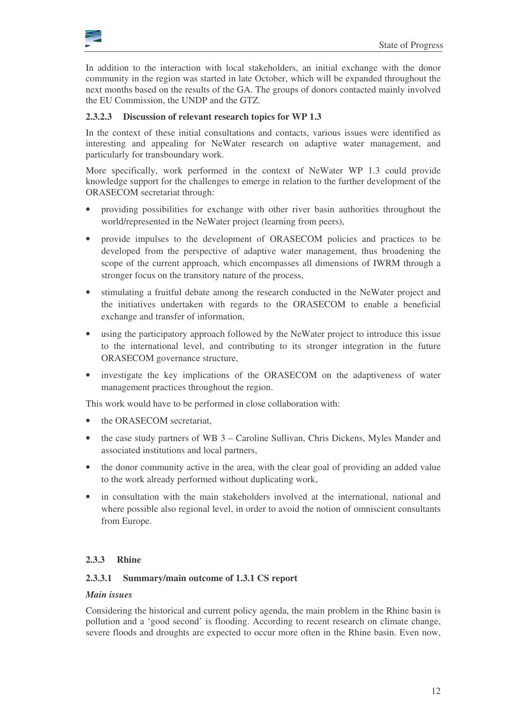In addition to the interaction with local stakeholders, an initial exchange with the donor community in the region was started in late October, which will be expanded throughout the next months based on the results of the GA. The groups of donors contacted mainly involved the EU Commission, the UNDP and the GTZ.

#### 2.3.2.3 Discussion of relevant research topics for WP 1.3

In the context of these initial consultations and contacts, various issues were identified as interesting and appealing for NeWater research on adaptive water management, and particularly for transboundary work.

More specifically, work performed in the context of NeWater WP 1.3 could provide knowledge support for the challenges to emerge in relation to the further development of the ORASECOM secretariat through:

- providing possibilities for exchange with other river basin authorities throughout the world/represented in the NeWater project (learning from peers),
- provide impulses to the development of ORASECOM policies and practices to be developed from the perspective of adaptive water management, thus broadening the scope of the current approach, which encompasses all dimensions of IWRM through a stronger focus on the transitory nature of the process,
- stimulating a fruitful debate among the research conducted in the NeWater project and the initiatives undertaken with regards to the ORASECOM to enable a beneficial exchange and transfer of information,
- using the participatory approach followed by the NeWater project to introduce this issue to the international level, and contributing to its stronger integration in the future ORASECOM governance structure,
- investigate the key implications of the ORASECOM on the adaptiveness of water management practices throughout the region.

This work would have to be performed in close collaboration with:

- the ORASECOM secretariat,
- the case study partners of WB 3 – Caroline Sullivan, Chris Dickens, Myles Mander and associated institutions and local partners,
- the donor community active in the area, with the clear goal of providing an added value to the work already performed without duplicating work,
- in consultation with the main stakeholders involved at the international, national and where possible also regional level, in order to avoid the notion of omniscient consultants from Europe.

### 2.3.3 Rhine

#### 2.3.3.1 Summary/main outcome of 1.3.1 CS report

***Main issues***

Considering the historical and current policy agenda, the main problem in the Rhine basin is pollution and a 'good second' is flooding. According to recent research on climate change, severe floods and droughts are expected to occur more often in the Rhine basin. Even now,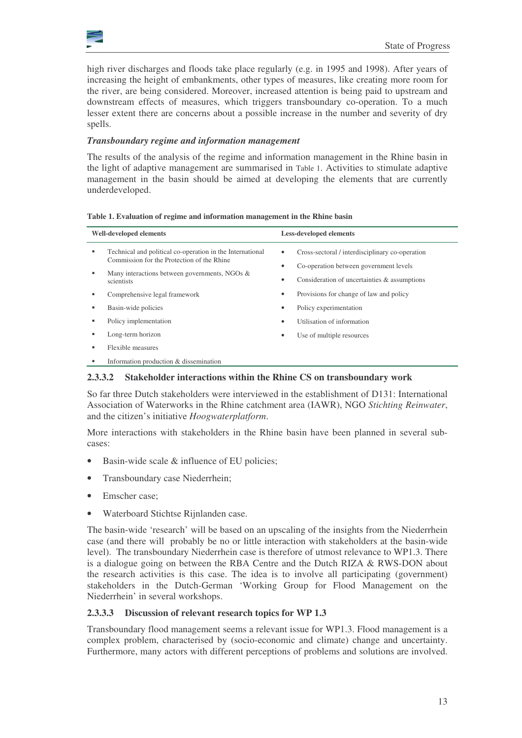high river discharges and floods take place regularly (e.g. in 1995 and 1998). After years of increasing the height of embankments, other types of measures, like creating more room for the river, are being considered. Moreover, increased attention is being paid to upstream and downstream effects of measures, which triggers transboundary co-operation. To a much lesser extent there are concerns about a possible increase in the number and severity of dry spells.

***Transboundary regime and information management***

The results of the analysis of the regime and information management in the Rhine basin in the light of adaptive management are summarised in Table 1. Activities to stimulate adaptive management in the basin should be aimed at developing the elements that are currently underdeveloped.

**Table 1. Evaluation of regime and information management in the Rhine basin**

| Well-developed elements | Less-developed elements |
|---|---|
| Technical and political co-operation in the International Commission for the Protection of the Rhine | Cross-sectoral / interdisciplinary co-operation |
| Many interactions between governments, NGOs & scientists | Co-operation between government levels |
| Comprehensive legal framework | Consideration of uncertainties & assumptions |
| Basin-wide policies | Provisions for change of law and policy |
| Policy implementation | Policy experimentation |
| Long-term horizon | Utilisation of information |
| Flexible measures | Use of multiple resources |
| Information production & dissemination | |

#### 2.3.3.2 Stakeholder interactions within the Rhine CS on transboundary work

So far three Dutch stakeholders were interviewed in the establishment of D131: International Association of Waterworks in the Rhine catchment area (IAWR), NGO *Stichting Reinwater*, and the citizen's initiative *Hoogwaterplatform*.

More interactions with stakeholders in the Rhine basin have been planned in several sub-cases:

- Basin-wide scale & influence of EU policies;
- Transboundary case Niederrhein;
- Emscher case;
- Waterboard Stichtse Rijnlanden case.

The basin-wide 'research' will be based on an upscaling of the insights from the Niederrhein case (and there will probably be no or little interaction with stakeholders at the basin-wide level). The transboundary Niederrhein case is therefore of utmost relevance to WP1.3. There is a dialogue going on between the RBA Centre and the Dutch RIZA & RWS-DON about the research activities is this case. The idea is to involve all participating (government) stakeholders in the Dutch-German 'Working Group for Flood Management on the Niederrhein' in several workshops.

#### 2.3.3.3 Discussion of relevant research topics for WP 1.3

Transboundary flood management seems a relevant issue for WP1.3. Flood management is a complex problem, characterised by (socio-economic and climate) change and uncertainty. Furthermore, many actors with different perceptions of problems and solutions are involved.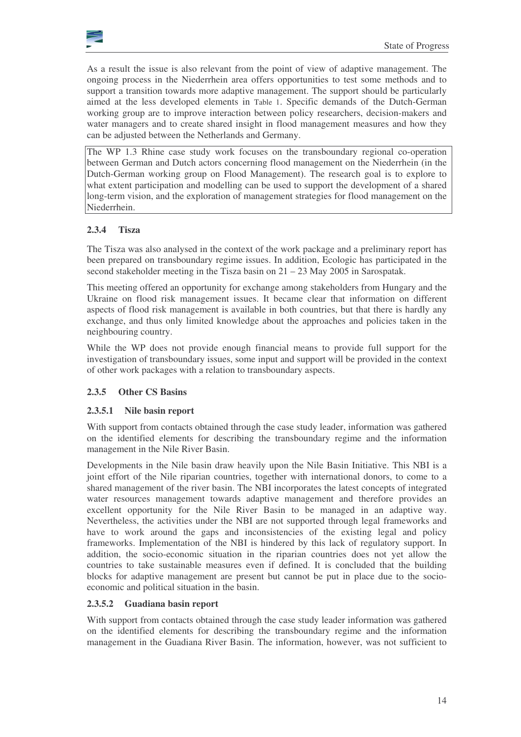As a result the issue is also relevant from the point of view of adaptive management. The ongoing process in the Niederrhein area offers opportunities to test some methods and to support a transition towards more adaptive management. The support should be particularly aimed at the less developed elements in Table 1. Specific demands of the Dutch-German working group are to improve interaction between policy researchers, decision-makers and water managers and to create shared insight in flood management measures and how they can be adjusted between the Netherlands and Germany.

The WP 1.3 Rhine case study work focuses on the transboundary regional co-operation between German and Dutch actors concerning flood management on the Niederrhein (in the Dutch-German working group on Flood Management). The research goal is to explore to what extent participation and modelling can be used to support the development of a shared long-term vision, and the exploration of management strategies for flood management on the Niederrhein.

### 2.3.4 Tisza

The Tisza was also analysed in the context of the work package and a preliminary report has been prepared on transboundary regime issues. In addition, Ecologic has participated in the second stakeholder meeting in the Tisza basin on 21 – 23 May 2005 in Sarospatak.

This meeting offered an opportunity for exchange among stakeholders from Hungary and the Ukraine on flood risk management issues. It became clear that information on different aspects of flood risk management is available in both countries, but that there is hardly any exchange, and thus only limited knowledge about the approaches and policies taken in the neighbouring country.

While the WP does not provide enough financial means to provide full support for the investigation of transboundary issues, some input and support will be provided in the context of other work packages with a relation to transboundary aspects.

### 2.3.5 Other CS Basins

#### 2.3.5.1 Nile basin report

With support from contacts obtained through the case study leader, information was gathered on the identified elements for describing the transboundary regime and the information management in the Nile River Basin.

Developments in the Nile basin draw heavily upon the Nile Basin Initiative. This NBI is a joint effort of the Nile riparian countries, together with international donors, to come to a shared management of the river basin. The NBI incorporates the latest concepts of integrated water resources management towards adaptive management and therefore provides an excellent opportunity for the Nile River Basin to be managed in an adaptive way. Nevertheless, the activities under the NBI are not supported through legal frameworks and have to work around the gaps and inconsistencies of the existing legal and policy frameworks. Implementation of the NBI is hindered by this lack of regulatory support. In addition, the socio-economic situation in the riparian countries does not yet allow the countries to take sustainable measures even if defined. It is concluded that the building blocks for adaptive management are present but cannot be put in place due to the socio-economic and political situation in the basin.

#### 2.3.5.2 Guadiana basin report

With support from contacts obtained through the case study leader information was gathered on the identified elements for describing the transboundary regime and the information management in the Guadiana River Basin. The information, however, was not sufficient to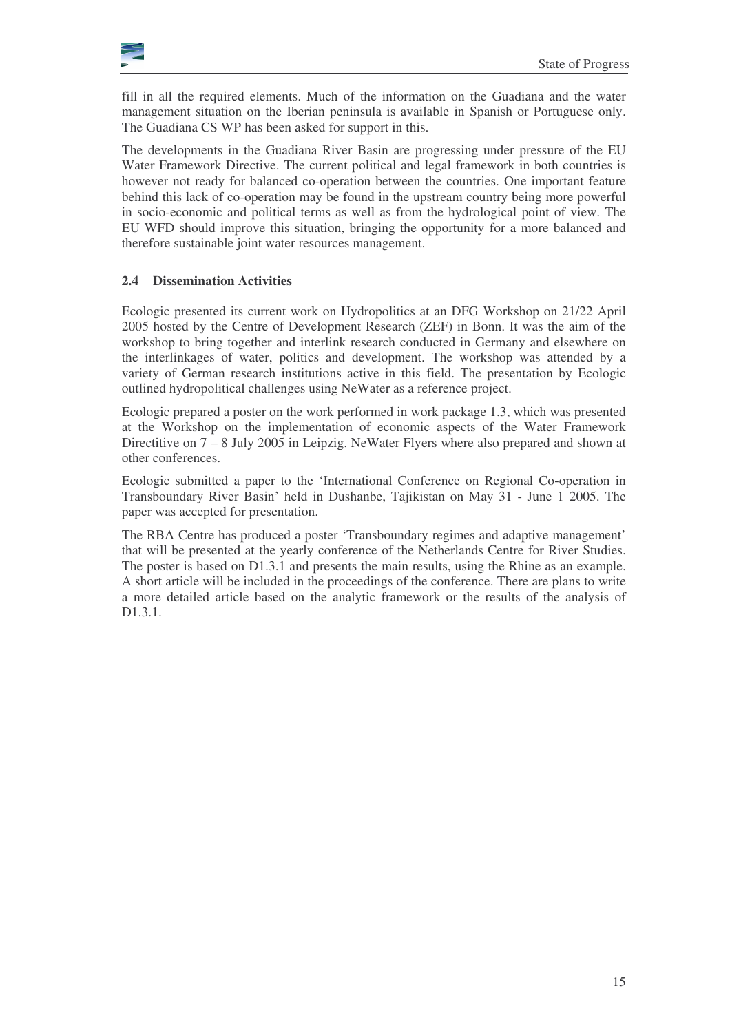fill in all the required elements. Much of the information on the Guadiana and the water management situation on the Iberian peninsula is available in Spanish or Portuguese only. The Guadiana CS WP has been asked for support in this.

The developments in the Guadiana River Basin are progressing under pressure of the EU Water Framework Directive. The current political and legal framework in both countries is however not ready for balanced co-operation between the countries. One important feature behind this lack of co-operation may be found in the upstream country being more powerful in socio-economic and political terms as well as from the hydrological point of view. The EU WFD should improve this situation, bringing the opportunity for a more balanced and therefore sustainable joint water resources management.

### 2.4 Dissemination Activities

Ecologic presented its current work on Hydropolitics at an DFG Workshop on 21/22 April 2005 hosted by the Centre of Development Research (ZEF) in Bonn. It was the aim of the workshop to bring together and interlink research conducted in Germany and elsewhere on the interlinkages of water, politics and development. The workshop was attended by a variety of German research institutions active in this field. The presentation by Ecologic outlined hydropolitical challenges using NeWater as a reference project.

Ecologic prepared a poster on the work performed in work package 1.3, which was presented at the Workshop on the implementation of economic aspects of the Water Framework Directive on 7 – 8 July 2005 in Leipzig. NeWater Flyers where also prepared and shown at other conferences.

Ecologic submitted a paper to the 'International Conference on Regional Co-operation in Transboundary River Basin' held in Dushanbe, Tajikistan on May 31 - June 1 2005. The paper was accepted for presentation.

The RBA Centre has produced a poster 'Transboundary regimes and adaptive management' that will be presented at the yearly conference of the Netherlands Centre for River Studies. The poster is based on D1.3.1 and presents the main results, using the Rhine as an example. A short article will be included in the proceedings of the conference. There are plans to write a more detailed article based on the analytic framework or the results of the analysis of D1.3.1.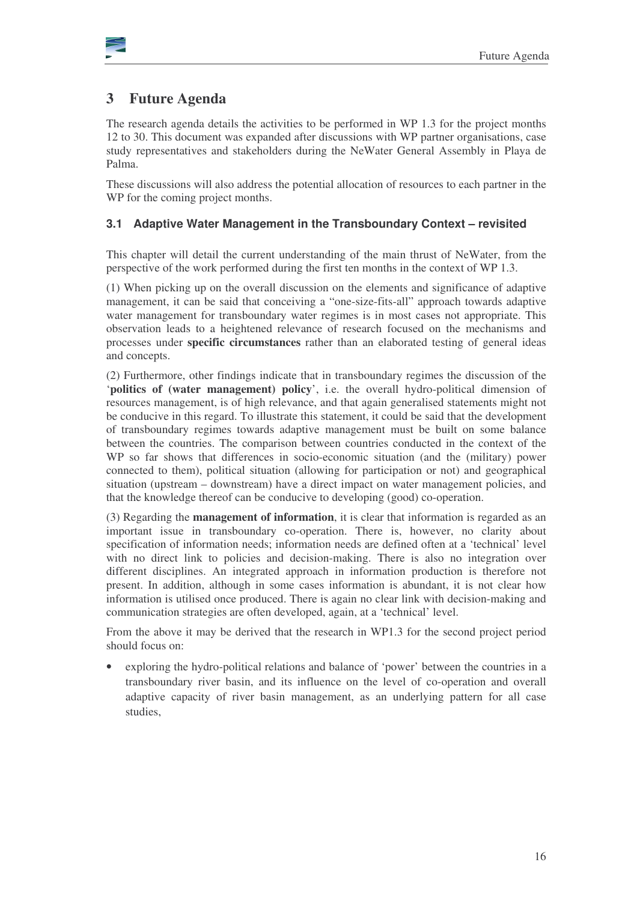# 3 Future Agenda

The research agenda details the activities to be performed in WP 1.3 for the project months 12 to 30. This document was expanded after discussions with WP partner organisations, case study representatives and stakeholders during the NeWater General Assembly in Playa de Palma.

These discussions will also address the potential allocation of resources to each partner in the WP for the coming project months.

### 3.1 Adaptive Water Management in the Transboundary Context – revisited

This chapter will detail the current understanding of the main thrust of NeWater, from the perspective of the work performed during the first ten months in the context of WP 1.3.

(1) When picking up on the overall discussion on the elements and significance of adaptive management, it can be said that conceiving a "one-size-fits-all" approach towards adaptive water management for transboundary water regimes is in most cases not appropriate. This observation leads to a heightened relevance of research focused on the mechanisms and processes under **specific circumstances** rather than an elaborated testing of general ideas and concepts.

(2) Furthermore, other findings indicate that in transboundary regimes the discussion of the '**politics of (water management) policy**', i.e. the overall hydro-political dimension of resources management, is of high relevance, and that again generalised statements might not be conducive in this regard. To illustrate this statement, it could be said that the development of transboundary regimes towards adaptive management must be built on some balance between the countries. The comparison between countries conducted in the context of the WP so far shows that differences in socio-economic situation (and the (military) power connected to them), political situation (allowing for participation or not) and geographical situation (upstream – downstream) have a direct impact on water management policies, and that the knowledge thereof can be conducive to developing (good) co-operation.

(3) Regarding the **management of information**, it is clear that information is regarded as an important issue in transboundary co-operation. There is, however, no clarity about specification of information needs; information needs are defined often at a 'technical' level with no direct link to policies and decision-making. There is also no integration over different disciplines. An integrated approach in information production is therefore not present. In addition, although in some cases information is abundant, it is not clear how information is utilised once produced. There is again no clear link with decision-making and communication strategies are often developed, again, at a 'technical' level.

From the above it may be derived that the research in WP1.3 for the second project period should focus on:

- exploring the hydro-political relations and balance of 'power' between the countries in a transboundary river basin, and its influence on the level of co-operation and overall adaptive capacity of river basin management, as an underlying pattern for all case studies,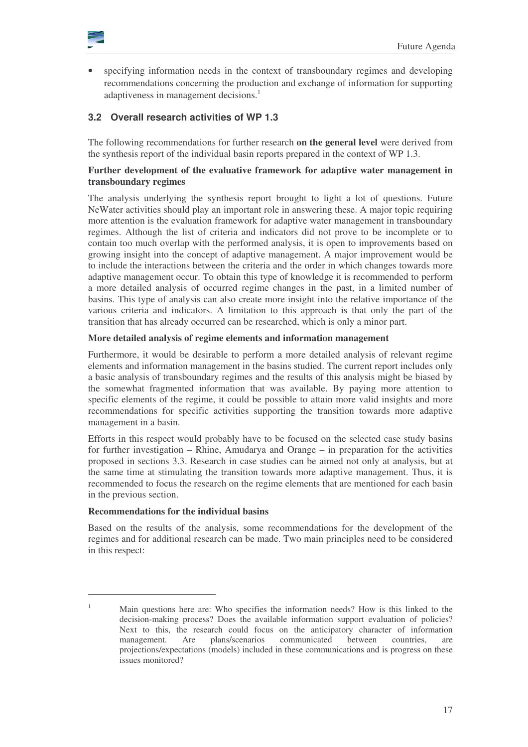- specifying information needs in the context of transboundary regimes and developing recommendations concerning the production and exchange of information for supporting adaptiveness in management decisions.[1]

## 3.2 Overall research activities of WP 1.3

The following recommendations for further research **on the general level** were derived from the synthesis report of the individual basin reports prepared in the context of WP 1.3.

**Further development of the evaluative framework for adaptive water management in transboundary regimes**

The analysis underlying the synthesis report brought to light a lot of questions. Future NeWater activities should play an important role in answering these. A major topic requiring more attention is the evaluation framework for adaptive water management in transboundary regimes. Although the list of criteria and indicators did not prove to be incomplete or to contain too much overlap with the performed analysis, it is open to improvements based on growing insight into the concept of adaptive management. A major improvement would be to include the interactions between the criteria and the order in which changes towards more adaptive management occur. To obtain this type of knowledge it is recommended to perform a more detailed analysis of occurred regime changes in the past, in a limited number of basins. This type of analysis can also create more insight into the relative importance of the various criteria and indicators. A limitation to this approach is that only the part of the transition that has already occurred can be researched, which is only a minor part.

**More detailed analysis of regime elements and information management**

Furthermore, it would be desirable to perform a more detailed analysis of relevant regime elements and information management in the basins studied. The current report includes only a basic analysis of transboundary regimes and the results of this analysis might be biased by the somewhat fragmented information that was available. By paying more attention to specific elements of the regime, it could be possible to attain more valid insights and more recommendations for specific activities supporting the transition towards more adaptive management in a basin.

Efforts in this respect would probably have to be focused on the selected case study basins for further investigation – Rhine, Amudarya and Orange – in preparation for the activities proposed in sections 3.3. Research in case studies can be aimed not only at analysis, but at the same time at stimulating the transition towards more adaptive management. Thus, it is recommended to focus the research on the regime elements that are mentioned for each basin in the previous section.

**Recommendations for the individual basins**

Based on the results of the analysis, some recommendations for the development of the regimes and for additional research can be made. Two main principles need to be considered in this respect:

---

[1] Main questions here are: Who specifies the information needs? How is this linked to the decision-making process? Does the available information support evaluation of policies? Next to this, the research could focus on the anticipatory character of information management. Are plans/scenarios communicated between countries, are projections/expectations (models) included in these communications and is progress on these issues monitored?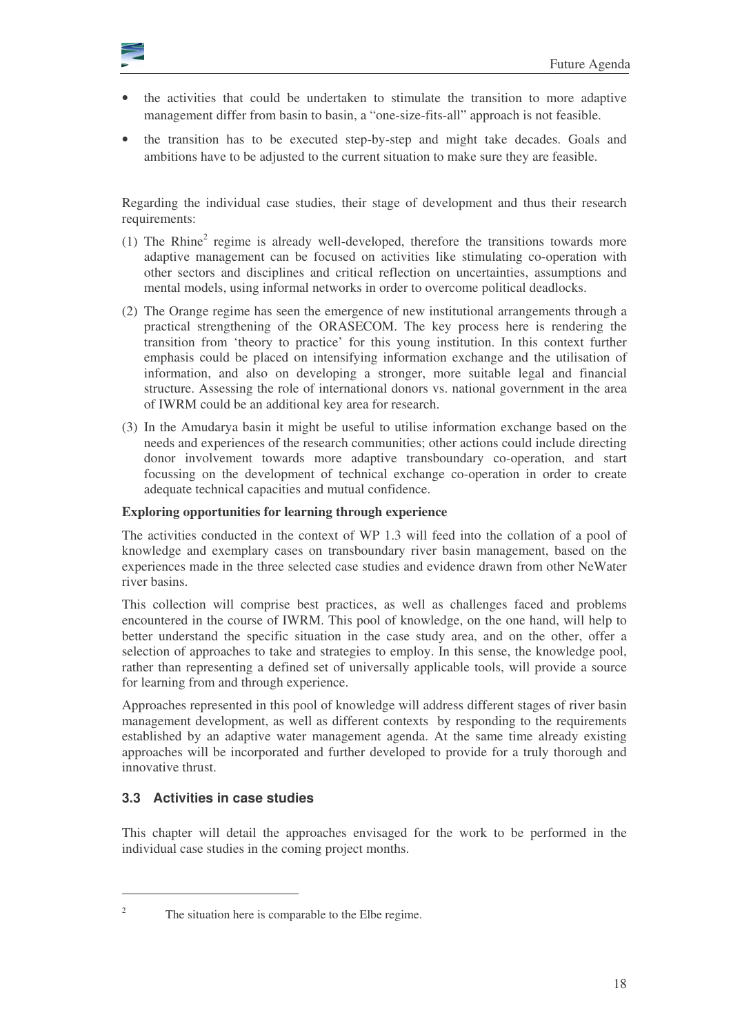- the activities that could be undertaken to stimulate the transition to more adaptive management differ from basin to basin, a "one-size-fits-all" approach is not feasible.
- the transition has to be executed step-by-step and might take decades. Goals and ambitions have to be adjusted to the current situation to make sure they are feasible.

Regarding the individual case studies, their stage of development and thus their research requirements:

(1) The Rhine[2] regime is already well-developed, therefore the transitions towards more adaptive management can be focused on activities like stimulating co-operation with other sectors and disciplines and critical reflection on uncertainties, assumptions and mental models, using informal networks in order to overcome political deadlocks.

(2) The Orange regime has seen the emergence of new institutional arrangements through a practical strengthening of the ORASECOM. The key process here is rendering the transition from 'theory to practice' for this young institution. In this context further emphasis could be placed on intensifying information exchange and the utilisation of information, and also on developing a stronger, more suitable legal and financial structure. Assessing the role of international donors vs. national government in the area of IWRM could be an additional key area for research.

(3) In the Amudarya basin it might be useful to utilise information exchange based on the needs and experiences of the research communities; other actions could include directing donor involvement towards more adaptive transboundary co-operation, and start focussing on the development of technical exchange co-operation in order to create adequate technical capacities and mutual confidence.

**Exploring opportunities for learning through experience**

The activities conducted in the context of WP 1.3 will feed into the collation of a pool of knowledge and exemplary cases on transboundary river basin management, based on the experiences made in the three selected case studies and evidence drawn from other NeWater river basins.

This collection will comprise best practices, as well as challenges faced and problems encountered in the course of IWRM. This pool of knowledge, on the one hand, will help to better understand the specific situation in the case study area, and on the other, offer a selection of approaches to take and strategies to employ. In this sense, the knowledge pool, rather than representing a defined set of universally applicable tools, will provide a source for learning from and through experience.

Approaches represented in this pool of knowledge will address different stages of river basin management development, as well as different contexts by responding to the requirements established by an adaptive water management agenda. At the same time already existing approaches will be incorporated and further developed to provide for a truly thorough and innovative thrust.

### 3.3 Activities in case studies

This chapter will detail the approaches envisaged for the work to be performed in the individual case studies in the coming project months.

---

[2] The situation here is comparable to the Elbe regime.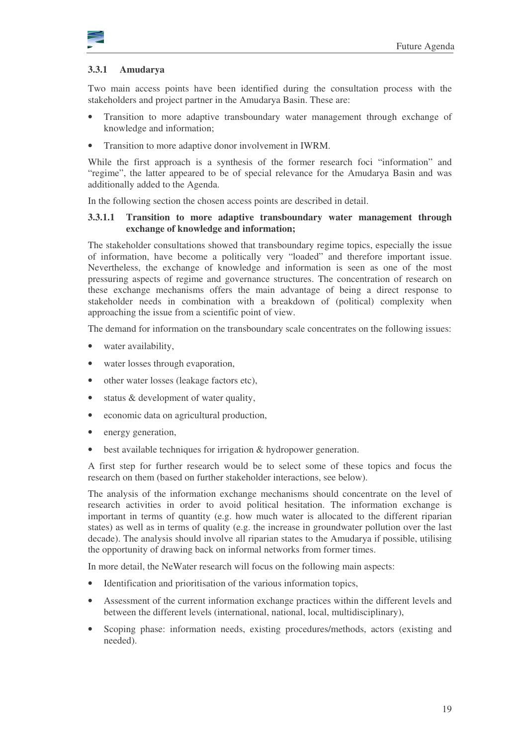### 3.3.1 Amudarya

Two main access points have been identified during the consultation process with the stakeholders and project partner in the Amudarya Basin. These are:

- Transition to more adaptive transboundary water management through exchange of knowledge and information;
- Transition to more adaptive donor involvement in IWRM.

While the first approach is a synthesis of the former research foci "information" and "regime", the latter appeared to be of special relevance for the Amudarya Basin and was additionally added to the Agenda.

In the following section the chosen access points are described in detail.

#### 3.3.1.1 Transition to more adaptive transboundary water management through exchange of knowledge and information;

The stakeholder consultations showed that transboundary regime topics, especially the issue of information, have become a politically very "loaded" and therefore important issue. Nevertheless, the exchange of knowledge and information is seen as one of the most pressuring aspects of regime and governance structures. The concentration of research on these exchange mechanisms offers the main advantage of being a direct response to stakeholder needs in combination with a breakdown of (political) complexity when approaching the issue from a scientific point of view.

The demand for information on the transboundary scale concentrates on the following issues:

- water availability,
- water losses through evaporation,
- other water losses (leakage factors etc),
- status & development of water quality,
- economic data on agricultural production,
- energy generation,
- best available techniques for irrigation & hydropower generation.

A first step for further research would be to select some of these topics and focus the research on them (based on further stakeholder interactions, see below).

The analysis of the information exchange mechanisms should concentrate on the level of research activities in order to avoid political hesitation. The information exchange is important in terms of quantity (e.g. how much water is allocated to the different riparian states) as well as in terms of quality (e.g. the increase in groundwater pollution over the last decade). The analysis should involve all riparian states to the Amudarya if possible, utilising the opportunity of drawing back on informal networks from former times.

In more detail, the NeWater research will focus on the following main aspects:

- Identification and prioritisation of the various information topics,
- Assessment of the current information exchange practices within the different levels and between the different levels (international, national, local, multidisciplinary),
- Scoping phase: information needs, existing procedures/methods, actors (existing and needed).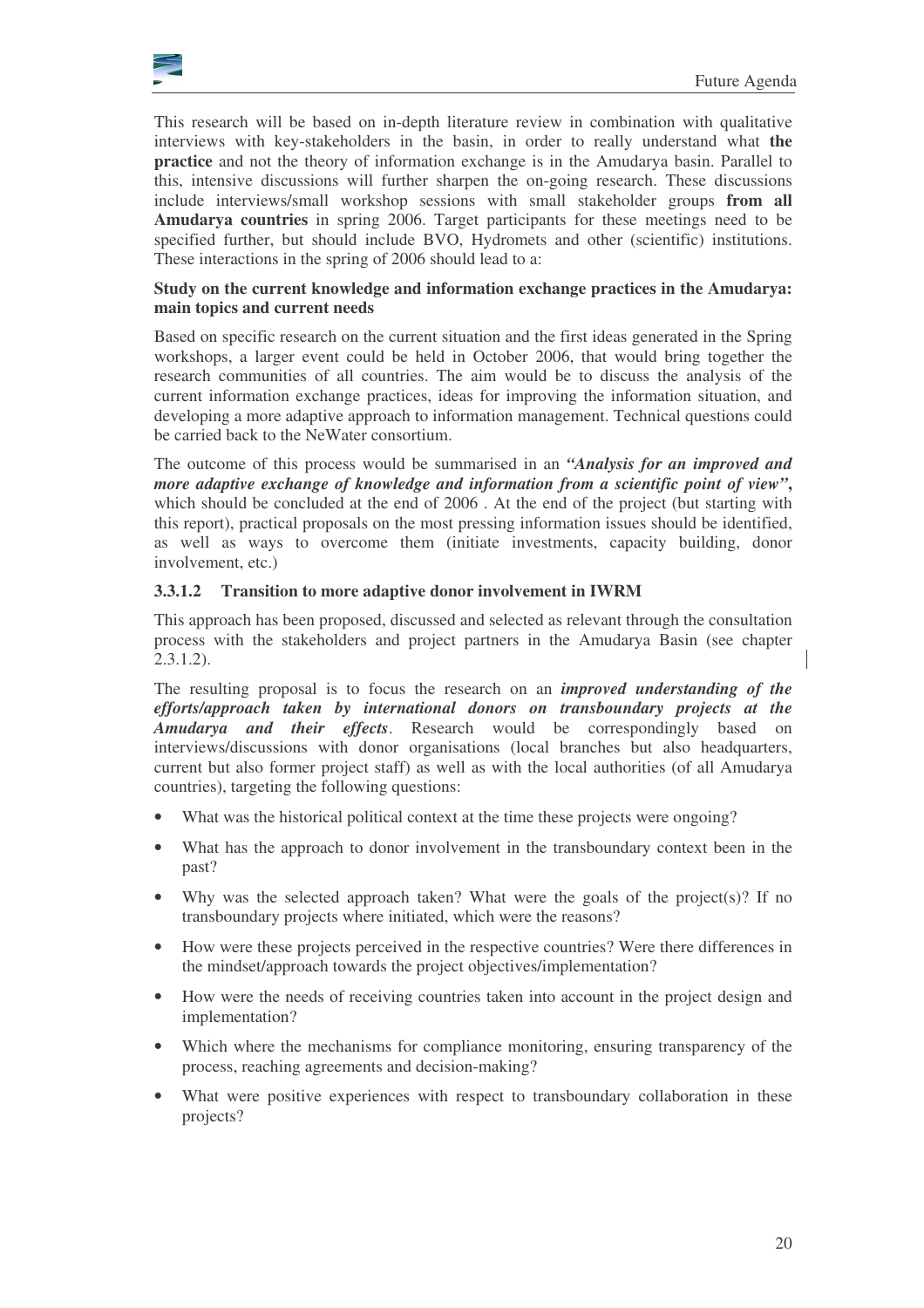This research will be based on in-depth literature review in combination with qualitative interviews with key-stakeholders in the basin, in order to really understand what **the practice** and not the theory of information exchange is in the Amudarya basin. Parallel to this, intensive discussions will further sharpen the on-going research. These discussions include interviews/small workshop sessions with small stakeholder groups **from all Amudarya countries** in spring 2006. Target participants for these meetings need to be specified further, but should include BVO, Hydromets and other (scientific) institutions. These interactions in the spring of 2006 should lead to a:

**Study on the current knowledge and information exchange practices in the Amudarya: main topics and current needs**

Based on specific research on the current situation and the first ideas generated in the Spring workshops, a larger event could be held in October 2006, that would bring together the research communities of all countries. The aim would be to discuss the analysis of the current information exchange practices, ideas for improving the information situation, and developing a more adaptive approach to information management. Technical questions could be carried back to the NeWater consortium.

The outcome of this process would be summarised in an ***"Analysis for an improved and more adaptive exchange of knowledge and information from a scientific point of view"***, which should be concluded at the end of 2006 . At the end of the project (but starting with this report), practical proposals on the most pressing information issues should be identified, as well as ways to overcome them (initiate investments, capacity building, donor involvement, etc.)

#### 3.3.1.2 Transition to more adaptive donor involvement in IWRM

This approach has been proposed, discussed and selected as relevant through the consultation process with the stakeholders and project partners in the Amudarya Basin (see chapter 2.3.1.2).

The resulting proposal is to focus the research on an ***improved understanding of the efforts/approach taken by international donors on transboundary projects at the Amudarya and their effects***. Research would be correspondingly based on interviews/discussions with donor organisations (local branches but also headquarters, current but also former project staff) as well as with the local authorities (of all Amudarya countries), targeting the following questions:

- What was the historical political context at the time these projects were ongoing?
- What has the approach to donor involvement in the transboundary context been in the past?
- Why was the selected approach taken? What were the goals of the project(s)? If no transboundary projects where initiated, which were the reasons?
- How were these projects perceived in the respective countries? Were there differences in the mindset/approach towards the project objectives/implementation?
- How were the needs of receiving countries taken into account in the project design and implementation?
- Which where the mechanisms for compliance monitoring, ensuring transparency of the process, reaching agreements and decision-making?
- What were positive experiences with respect to transboundary collaboration in these projects?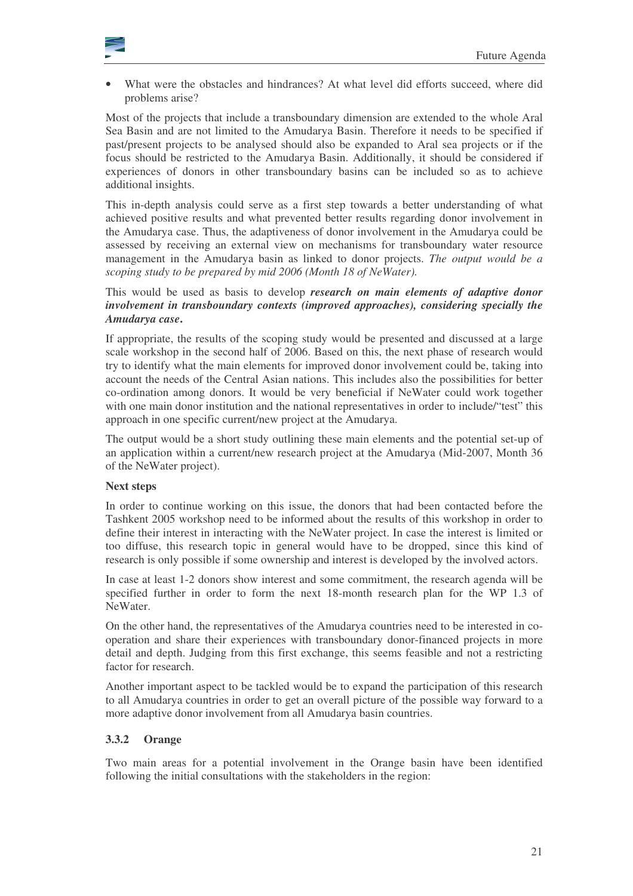- What were the obstacles and hindrances? At what level did efforts succeed, where did problems arise?

Most of the projects that include a transboundary dimension are extended to the whole Aral Sea Basin and are not limited to the Amudarya Basin. Therefore it needs to be specified if past/present projects to be analysed should also be expanded to Aral sea projects or if the focus should be restricted to the Amudarya Basin. Additionally, it should be considered if experiences of donors in other transboundary basins can be included so as to achieve additional insights.

This in-depth analysis could serve as a first step towards a better understanding of what achieved positive results and what prevented better results regarding donor involvement in the Amudarya case. Thus, the adaptiveness of donor involvement in the Amudarya could be assessed by receiving an external view on mechanisms for transboundary water resource management in the Amudarya basin as linked to donor projects. *The output would be a scoping study to be prepared by mid 2006 (Month 18 of NeWater).*

This would be used as basis to develop ***research on main elements of adaptive donor involvement in transboundary contexts (improved approaches), considering specially the Amudarya case***.

If appropriate, the results of the scoping study would be presented and discussed at a large scale workshop in the second half of 2006. Based on this, the next phase of research would try to identify what the main elements for improved donor involvement could be, taking into account the needs of the Central Asian nations. This includes also the possibilities for better co-ordination among donors. It would be very beneficial if NeWater could work together with one main donor institution and the national representatives in order to include/"test" this approach in one specific current/new project at the Amudarya.

The output would be a short study outlining these main elements and the potential set-up of an application within a current/new research project at the Amudarya (Mid-2007, Month 36 of the NeWater project).

**Next steps**

In order to continue working on this issue, the donors that had been contacted before the Tashkent 2005 workshop need to be informed about the results of this workshop in order to define their interest in interacting with the NeWater project. In case the interest is limited or too diffuse, this research topic in general would have to be dropped, since this kind of research is only possible if some ownership and interest is developed by the involved actors.

In case at least 1-2 donors show interest and some commitment, the research agenda will be specified further in order to form the next 18-month research plan for the WP 1.3 of NeWater.

On the other hand, the representatives of the Amudarya countries need to be interested in co-operation and share their experiences with transboundary donor-financed projects in more detail and depth. Judging from this first exchange, this seems feasible and not a restricting factor for research.

Another important aspect to be tackled would be to expand the participation of this research to all Amudarya countries in order to get an overall picture of the possible way forward to a more adaptive donor involvement from all Amudarya basin countries.

### 3.3.2 Orange

Two main areas for a potential involvement in the Orange basin have been identified following the initial consultations with the stakeholders in the region: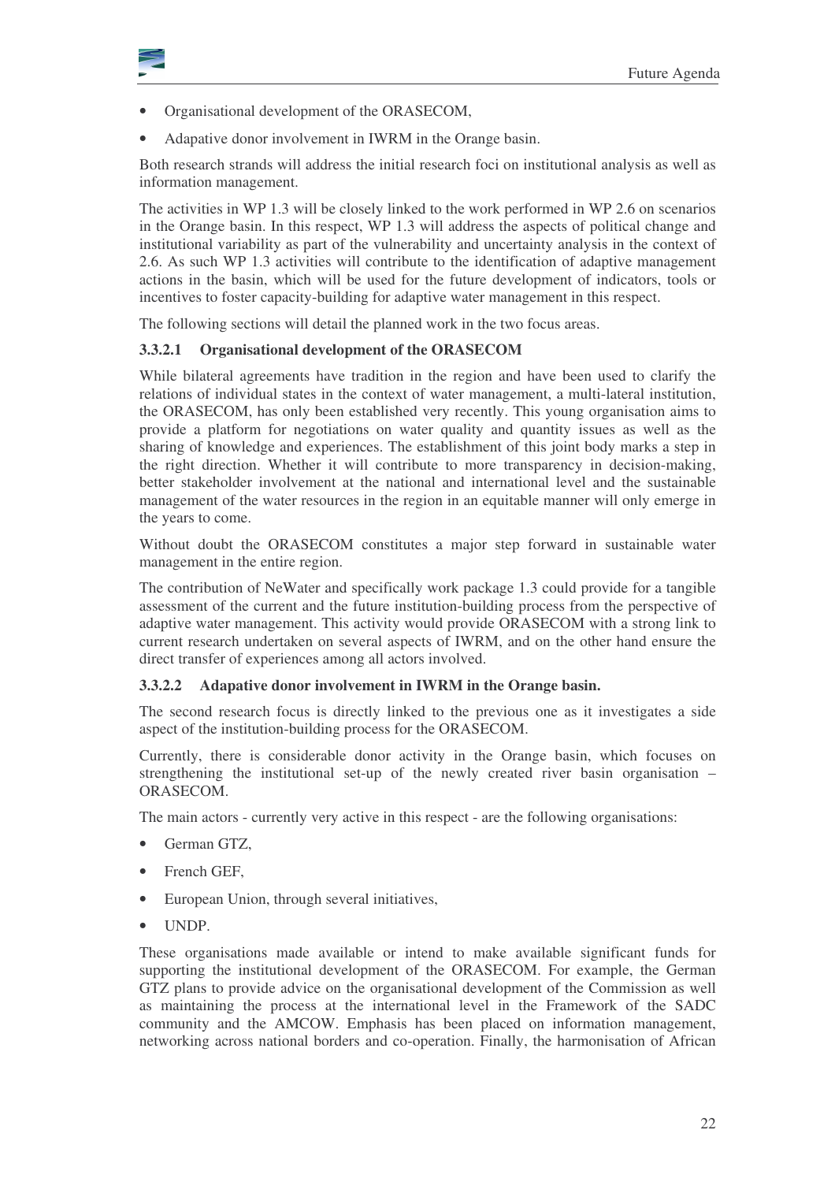- Organisational development of the ORASECOM,
- Adapative donor involvement in IWRM in the Orange basin.

Both research strands will address the initial research foci on institutional analysis as well as information management.

The activities in WP 1.3 will be closely linked to the work performed in WP 2.6 on scenarios in the Orange basin. In this respect, WP 1.3 will address the aspects of political change and institutional variability as part of the vulnerability and uncertainty analysis in the context of 2.6. As such WP 1.3 activities will contribute to the identification of adaptive management actions in the basin, which will be used for the future development of indicators, tools or incentives to foster capacity-building for adaptive water management in this respect.

The following sections will detail the planned work in the two focus areas.

#### 3.3.2.1 Organisational development of the ORASECOM

While bilateral agreements have tradition in the region and have been used to clarify the relations of individual states in the context of water management, a multi-lateral institution, the ORASECOM, has only been established very recently. This young organisation aims to provide a platform for negotiations on water quality and quantity issues as well as the sharing of knowledge and experiences. The establishment of this joint body marks a step in the right direction. Whether it will contribute to more transparency in decision-making, better stakeholder involvement at the national and international level and the sustainable management of the water resources in the region in an equitable manner will only emerge in the years to come.

Without doubt the ORASECOM constitutes a major step forward in sustainable water management in the entire region.

The contribution of NeWater and specifically work package 1.3 could provide for a tangible assessment of the current and the future institution-building process from the perspective of adaptive water management. This activity would provide ORASECOM with a strong link to current research undertaken on several aspects of IWRM, and on the other hand ensure the direct transfer of experiences among all actors involved.

#### 3.3.2.2 Adapative donor involvement in IWRM in the Orange basin.

The second research focus is directly linked to the previous one as it investigates a side aspect of the institution-building process for the ORASECOM.

Currently, there is considerable donor activity in the Orange basin, which focuses on strengthening the institutional set-up of the newly created river basin organisation – ORASECOM.

The main actors - currently very active in this respect - are the following organisations:

- German GTZ,
- French GEF,
- European Union, through several initiatives,
- UNDP.

These organisations made available or intend to make available significant funds for supporting the institutional development of the ORASECOM. For example, the German GTZ plans to provide advice on the organisational development of the Commission as well as maintaining the process at the international level in the Framework of the SADC community and the AMCOW. Emphasis has been placed on information management, networking across national borders and co-operation. Finally, the harmonisation of African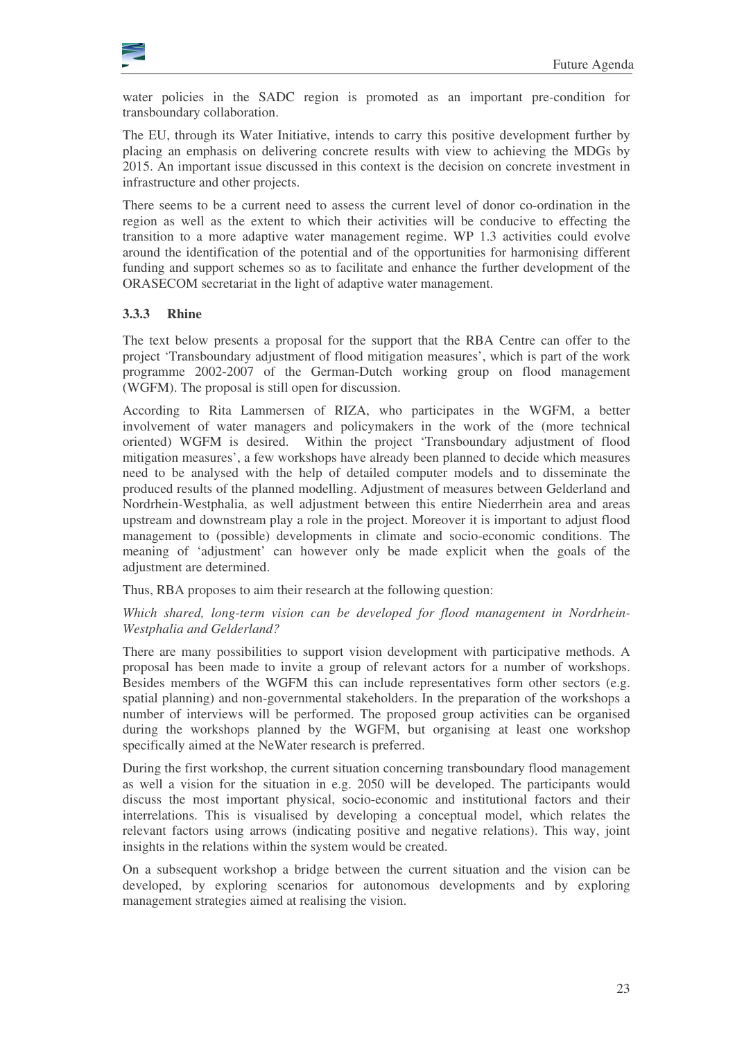water policies in the SADC region is promoted as an important pre-condition for transboundary collaboration.

The EU, through its Water Initiative, intends to carry this positive development further by placing an emphasis on delivering concrete results with view to achieving the MDGs by 2015. An important issue discussed in this context is the decision on concrete investment in infrastructure and other projects.

There seems to be a current need to assess the current level of donor co-ordination in the region as well as the extent to which their activities will be conducive to effecting the transition to a more adaptive water management regime. WP 1.3 activities could evolve around the identification of the potential and of the opportunities for harmonising different funding and support schemes so as to facilitate and enhance the further development of the ORASECOM secretariat in the light of adaptive water management.

### 3.3.3 Rhine

The text below presents a proposal for the support that the RBA Centre can offer to the project 'Transboundary adjustment of flood mitigation measures', which is part of the work programme 2002-2007 of the German-Dutch working group on flood management (WGFM). The proposal is still open for discussion.

According to Rita Lammersen of RIZA, who participates in the WGFM, a better involvement of water managers and policymakers in the work of the (more technical oriented) WGFM is desired. Within the project 'Transboundary adjustment of flood mitigation measures', a few workshops have already been planned to decide which measures need to be analysed with the help of detailed computer models and to disseminate the produced results of the planned modelling. Adjustment of measures between Gelderland and Nordrhein-Westphalia, as well adjustment between this entire Niederrhein area and areas upstream and downstream play a role in the project. Moreover it is important to adjust flood management to (possible) developments in climate and socio-economic conditions. The meaning of 'adjustment' can however only be made explicit when the goals of the adjustment are determined.

Thus, RBA proposes to aim their research at the following question:

*Which shared, long-term vision can be developed for flood management in Nordrhein-Westphalia and Gelderland?*

There are many possibilities to support vision development with participative methods. A proposal has been made to invite a group of relevant actors for a number of workshops. Besides members of the WGFM this can include representatives form other sectors (e.g. spatial planning) and non-governmental stakeholders. In the preparation of the workshops a number of interviews will be performed. The proposed group activities can be organised during the workshops planned by the WGFM, but organising at least one workshop specifically aimed at the NeWater research is preferred.

During the first workshop, the current situation concerning transboundary flood management as well a vision for the situation in e.g. 2050 will be developed. The participants would discuss the most important physical, socio-economic and institutional factors and their interrelations. This is visualised by developing a conceptual model, which relates the relevant factors using arrows (indicating positive and negative relations). This way, joint insights in the relations within the system would be created.

On a subsequent workshop a bridge between the current situation and the vision can be developed, by exploring scenarios for autonomous developments and by exploring management strategies aimed at realising the vision.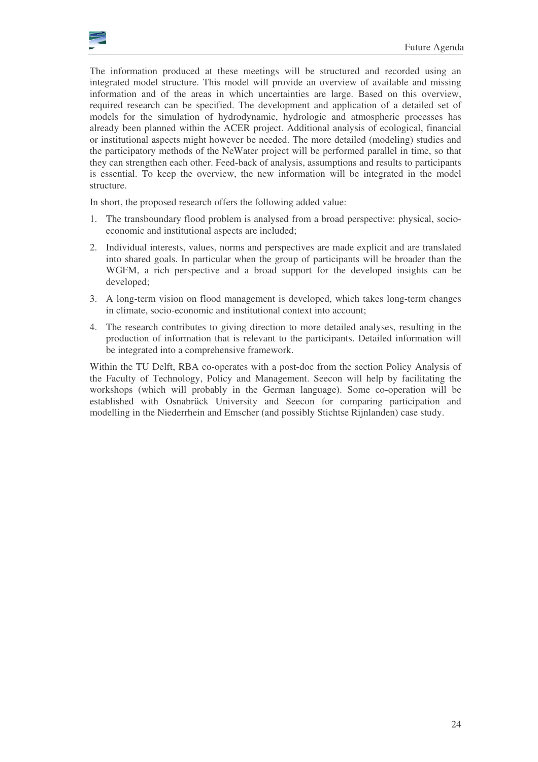The information produced at these meetings will be structured and recorded using an integrated model structure. This model will provide an overview of available and missing information and of the areas in which uncertainties are large. Based on this overview, required research can be specified. The development and application of a detailed set of models for the simulation of hydrodynamic, hydrologic and atmospheric processes has already been planned within the ACER project. Additional analysis of ecological, financial or institutional aspects might however be needed. The more detailed (modeling) studies and the participatory methods of the NeWater project will be performed parallel in time, so that they can strengthen each other. Feed-back of analysis, assumptions and results to participants is essential. To keep the overview, the new information will be integrated in the model structure.

In short, the proposed research offers the following added value:

1. The transboundary flood problem is analysed from a broad perspective: physical, socio-economic and institutional aspects are included;
2. Individual interests, values, norms and perspectives are made explicit and are translated into shared goals. In particular when the group of participants will be broader than the WGFM, a rich perspective and a broad support for the developed insights can be developed;
3. A long-term vision on flood management is developed, which takes long-term changes in climate, socio-economic and institutional context into account;
4. The research contributes to giving direction to more detailed analyses, resulting in the production of information that is relevant to the participants. Detailed information will be integrated into a comprehensive framework.

Within the TU Delft, RBA co-operates with a post-doc from the section Policy Analysis of the Faculty of Technology, Policy and Management. Seecon will help by facilitating the workshops (which will probably in the German language). Some co-operation will be established with Osnabrück University and Seecon for comparing participation and modelling in the Niederrhein and Emscher (and possibly Stichtse Rijnlanden) case study.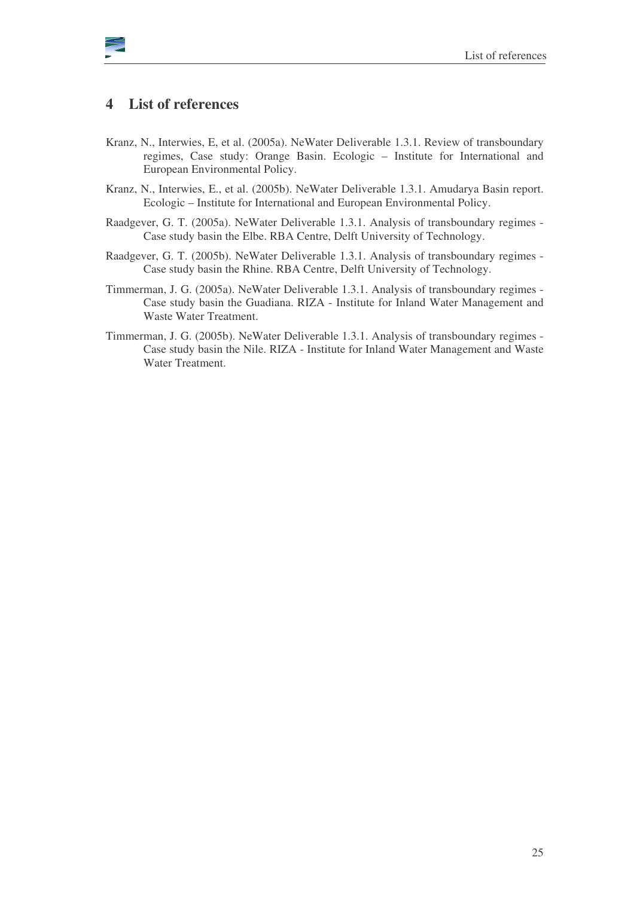# 4 List of references

Kranz, N., Interwies, E, et al. (2005a). NeWater Deliverable 1.3.1. Review of transboundary regimes, Case study: Orange Basin. Ecologic – Institute for International and European Environmental Policy.

Kranz, N., Interwies, E., et al. (2005b). NeWater Deliverable 1.3.1. Amudarya Basin report. Ecologic – Institute for International and European Environmental Policy.

Raadgever, G. T. (2005a). NeWater Deliverable 1.3.1. Analysis of transboundary regimes - Case study basin the Elbe. RBA Centre, Delft University of Technology.

Raadgever, G. T. (2005b). NeWater Deliverable 1.3.1. Analysis of transboundary regimes - Case study basin the Rhine. RBA Centre, Delft University of Technology.

Timmerman, J. G. (2005a). NeWater Deliverable 1.3.1. Analysis of transboundary regimes - Case study basin the Guadiana. RIZA - Institute for Inland Water Management and Waste Water Treatment.

Timmerman, J. G. (2005b). NeWater Deliverable 1.3.1. Analysis of transboundary regimes - Case study basin the Nile. RIZA - Institute for Inland Water Management and Waste Water Treatment.